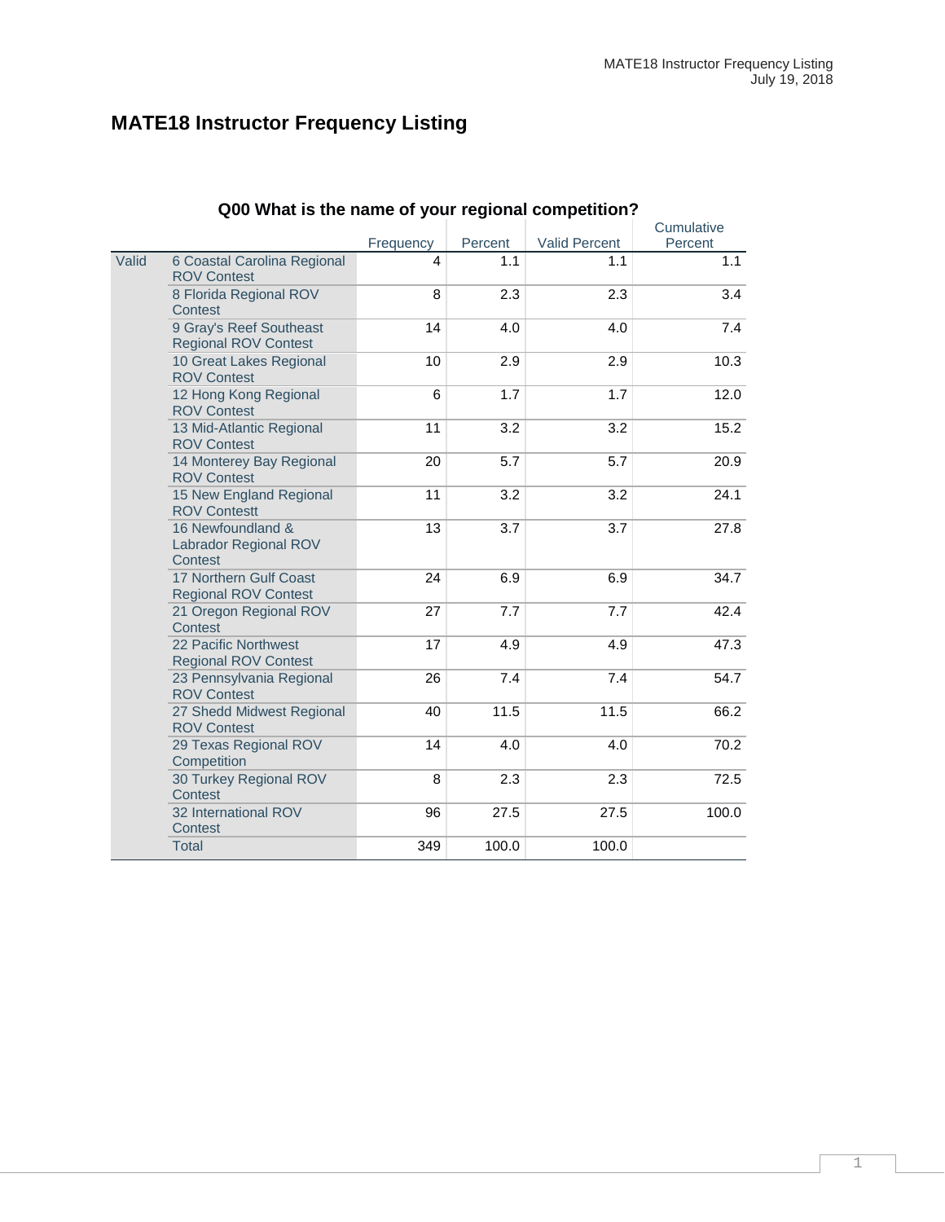# MATE18 Instructor Frequency Listing

**Q00 What is the name of your regional competition?**

| | | Frequency | Percent | Valid Percent | Cumulative Percent |
|---|---|---|---|---|---|
| Valid | 6 Coastal Carolina Regional ROV Contest | 4 | 1.1 | 1.1 | 1.1 |
| | 8 Florida Regional ROV Contest | 8 | 2.3 | 2.3 | 3.4 |
| | 9 Gray's Reef Southeast Regional ROV Contest | 14 | 4.0 | 4.0 | 7.4 |
| | 10 Great Lakes Regional ROV Contest | 10 | 2.9 | 2.9 | 10.3 |
| | 12 Hong Kong Regional ROV Contest | 6 | 1.7 | 1.7 | 12.0 |
| | 13 Mid-Atlantic Regional ROV Contest | 11 | 3.2 | 3.2 | 15.2 |
| | 14 Monterey Bay Regional ROV Contest | 20 | 5.7 | 5.7 | 20.9 |
| | 15 New England Regional ROV Contestt | 11 | 3.2 | 3.2 | 24.1 |
| | 16 Newfoundland & Labrador Regional ROV Contest | 13 | 3.7 | 3.7 | 27.8 |
| | 17 Northern Gulf Coast Regional ROV Contest | 24 | 6.9 | 6.9 | 34.7 |
| | 21 Oregon Regional ROV Contest | 27 | 7.7 | 7.7 | 42.4 |
| | 22 Pacific Northwest Regional ROV Contest | 17 | 4.9 | 4.9 | 47.3 |
| | 23 Pennsylvania Regional ROV Contest | 26 | 7.4 | 7.4 | 54.7 |
| | 27 Shedd Midwest Regional ROV Contest | 40 | 11.5 | 11.5 | 66.2 |
| | 29 Texas Regional ROV Competition | 14 | 4.0 | 4.0 | 70.2 |
| | 30 Turkey Regional ROV Contest | 8 | 2.3 | 2.3 | 72.5 |
| | 32 International ROV Contest | 96 | 27.5 | 27.5 | 100.0 |
| | Total | 349 | 100.0 | 100.0 | |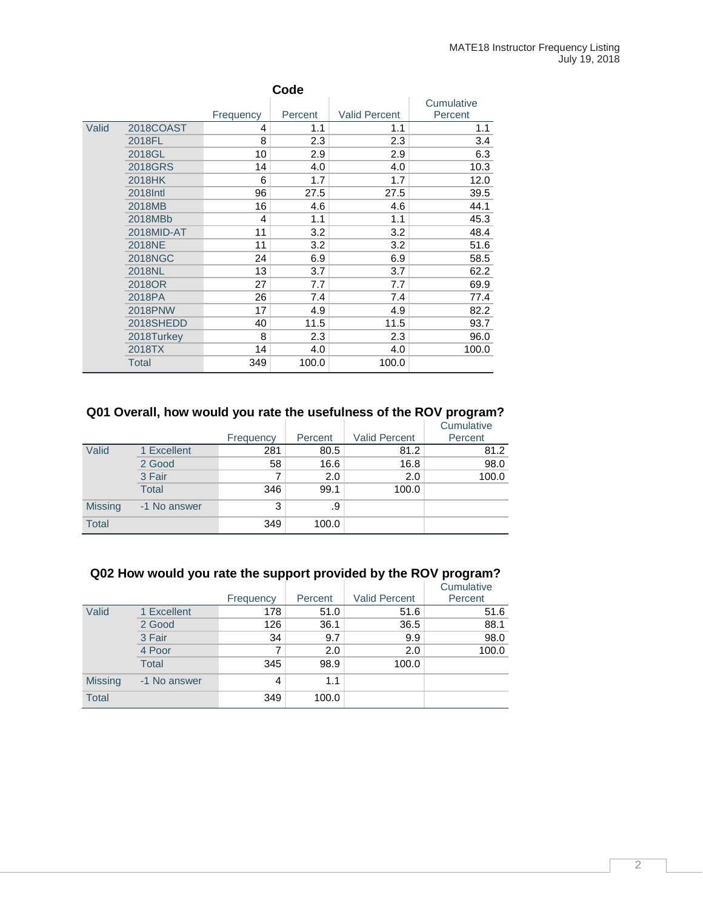### Code

| | | Frequency | Percent | Valid Percent | Cumulative Percent |
|---|---|---|---|---|---|
| Valid | 2018COAST | 4 | 1.1 | 1.1 | 1.1 |
| | 2018FL | 8 | 2.3 | 2.3 | 3.4 |
| | 2018GL | 10 | 2.9 | 2.9 | 6.3 |
| | 2018GRS | 14 | 4.0 | 4.0 | 10.3 |
| | 2018HK | 6 | 1.7 | 1.7 | 12.0 |
| | 2018Intl | 96 | 27.5 | 27.5 | 39.5 |
| | 2018MB | 16 | 4.6 | 4.6 | 44.1 |
| | 2018MBb | 4 | 1.1 | 1.1 | 45.3 |
| | 2018MID-AT | 11 | 3.2 | 3.2 | 48.4 |
| | 2018NE | 11 | 3.2 | 3.2 | 51.6 |
| | 2018NGC | 24 | 6.9 | 6.9 | 58.5 |
| | 2018NL | 13 | 3.7 | 3.7 | 62.2 |
| | 2018OR | 27 | 7.7 | 7.7 | 69.9 |
| | 2018PA | 26 | 7.4 | 7.4 | 77.4 |
| | 2018PNW | 17 | 4.9 | 4.9 | 82.2 |
| | 2018SHEDD | 40 | 11.5 | 11.5 | 93.7 |
| | 2018Turkey | 8 | 2.3 | 2.3 | 96.0 |
| | 2018TX | 14 | 4.0 | 4.0 | 100.0 |
| | Total | 349 | 100.0 | 100.0 | |

### Q01 Overall, how would you rate the usefulness of the ROV program?

| | | Frequency | Percent | Valid Percent | Cumulative Percent |
|---|---|---|---|---|---|
| Valid | 1 Excellent | 281 | 80.5 | 81.2 | 81.2 |
| | 2 Good | 58 | 16.6 | 16.8 | 98.0 |
| | 3 Fair | 7 | 2.0 | 2.0 | 100.0 |
| | Total | 346 | 99.1 | 100.0 | |
| Missing | -1 No answer | 3 | .9 | | |
| Total | | 349 | 100.0 | | |

### Q02 How would you rate the support provided by the ROV program?

| | | Frequency | Percent | Valid Percent | Cumulative Percent |
|---|---|---|---|---|---|
| Valid | 1 Excellent | 178 | 51.0 | 51.6 | 51.6 |
| | 2 Good | 126 | 36.1 | 36.5 | 88.1 |
| | 3 Fair | 34 | 9.7 | 9.9 | 98.0 |
| | 4 Poor | 7 | 2.0 | 2.0 | 100.0 |
| | Total | 345 | 98.9 | 100.0 | |
| Missing | -1 No answer | 4 | 1.1 | | |
| Total | | 349 | 100.0 | | |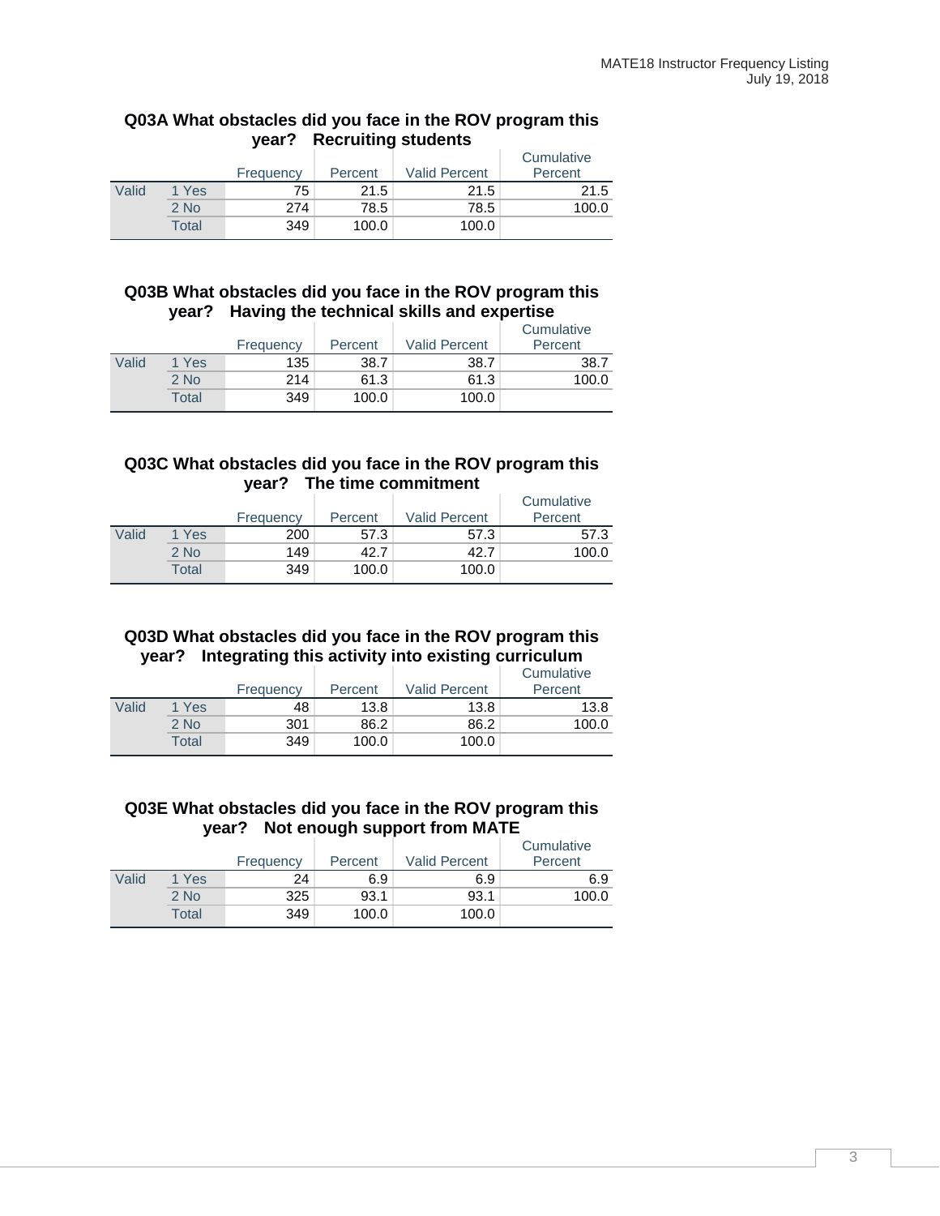### Q03A What obstacles did you face in the ROV program this year? Recruiting students

| | | Frequency | Percent | Valid Percent | Cumulative Percent |
|---|---|---|---|---|---|
| Valid | 1 Yes | 75 | 21.5 | 21.5 | 21.5 |
| | 2 No | 274 | 78.5 | 78.5 | 100.0 |
| | Total | 349 | 100.0 | 100.0 | |

### Q03B What obstacles did you face in the ROV program this year? Having the technical skills and expertise

| | | Frequency | Percent | Valid Percent | Cumulative Percent |
|---|---|---|---|---|---|
| Valid | 1 Yes | 135 | 38.7 | 38.7 | 38.7 |
| | 2 No | 214 | 61.3 | 61.3 | 100.0 |
| | Total | 349 | 100.0 | 100.0 | |

### Q03C What obstacles did you face in the ROV program this year? The time commitment

| | | Frequency | Percent | Valid Percent | Cumulative Percent |
|---|---|---|---|---|---|
| Valid | 1 Yes | 200 | 57.3 | 57.3 | 57.3 |
| | 2 No | 149 | 42.7 | 42.7 | 100.0 |
| | Total | 349 | 100.0 | 100.0 | |

### Q03D What obstacles did you face in the ROV program this year? Integrating this activity into existing curriculum

| | | Frequency | Percent | Valid Percent | Cumulative Percent |
|---|---|---|---|---|---|
| Valid | 1 Yes | 48 | 13.8 | 13.8 | 13.8 |
| | 2 No | 301 | 86.2 | 86.2 | 100.0 |
| | Total | 349 | 100.0 | 100.0 | |

### Q03E What obstacles did you face in the ROV program this year? Not enough support from MATE

| | | Frequency | Percent | Valid Percent | Cumulative Percent |
|---|---|---|---|---|---|
| Valid | 1 Yes | 24 | 6.9 | 6.9 | 6.9 |
| | 2 No | 325 | 93.1 | 93.1 | 100.0 |
| | Total | 349 | 100.0 | 100.0 | |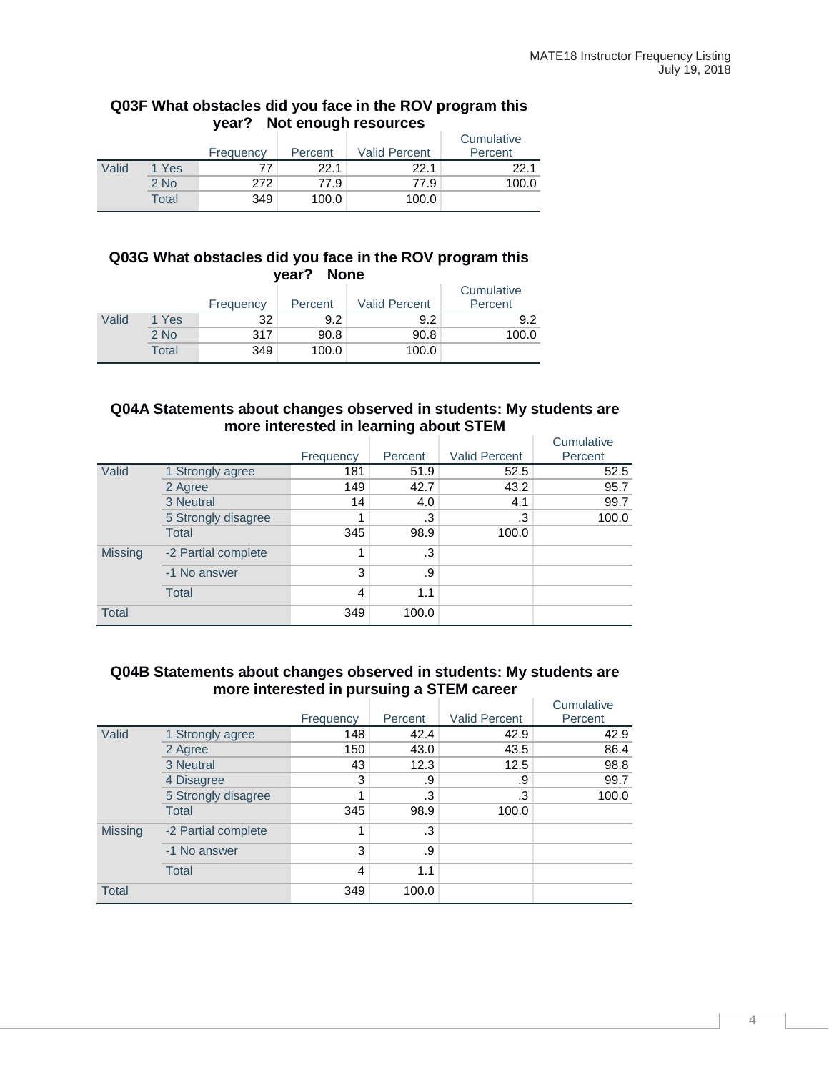### Q03F What obstacles did you face in the ROV program this year? Not enough resources

| | | Frequency | Percent | Valid Percent | Cumulative Percent |
|---|---|---|---|---|---|
| Valid | 1 Yes | 77 | 22.1 | 22.1 | 22.1 |
| | 2 No | 272 | 77.9 | 77.9 | 100.0 |
| | Total | 349 | 100.0 | 100.0 | |

### Q03G What obstacles did you face in the ROV program this year? None

| | | Frequency | Percent | Valid Percent | Cumulative Percent |
|---|---|---|---|---|---|
| Valid | 1 Yes | 32 | 9.2 | 9.2 | 9.2 |
| | 2 No | 317 | 90.8 | 90.8 | 100.0 |
| | Total | 349 | 100.0 | 100.0 | |

### Q04A Statements about changes observed in students: My students are more interested in learning about STEM

| | | Frequency | Percent | Valid Percent | Cumulative Percent |
|---|---|---|---|---|---|
| Valid | 1 Strongly agree | 181 | 51.9 | 52.5 | 52.5 |
| | 2 Agree | 149 | 42.7 | 43.2 | 95.7 |
| | 3 Neutral | 14 | 4.0 | 4.1 | 99.7 |
| | 5 Strongly disagree | 1 | .3 | .3 | 100.0 |
| | Total | 345 | 98.9 | 100.0 | |
| Missing | -2 Partial complete | 1 | .3 | | |
| | -1 No answer | 3 | .9 | | |
| | Total | 4 | 1.1 | | |
| Total | | 349 | 100.0 | | |

### Q04B Statements about changes observed in students: My students are more interested in pursuing a STEM career

| | | Frequency | Percent | Valid Percent | Cumulative Percent |
|---|---|---|---|---|---|
| Valid | 1 Strongly agree | 148 | 42.4 | 42.9 | 42.9 |
| | 2 Agree | 150 | 43.0 | 43.5 | 86.4 |
| | 3 Neutral | 43 | 12.3 | 12.5 | 98.8 |
| | 4 Disagree | 3 | .9 | .9 | 99.7 |
| | 5 Strongly disagree | 1 | .3 | .3 | 100.0 |
| | Total | 345 | 98.9 | 100.0 | |
| Missing | -2 Partial complete | 1 | .3 | | |
| | -1 No answer | 3 | .9 | | |
| | Total | 4 | 1.1 | | |
| Total | | 349 | 100.0 | | |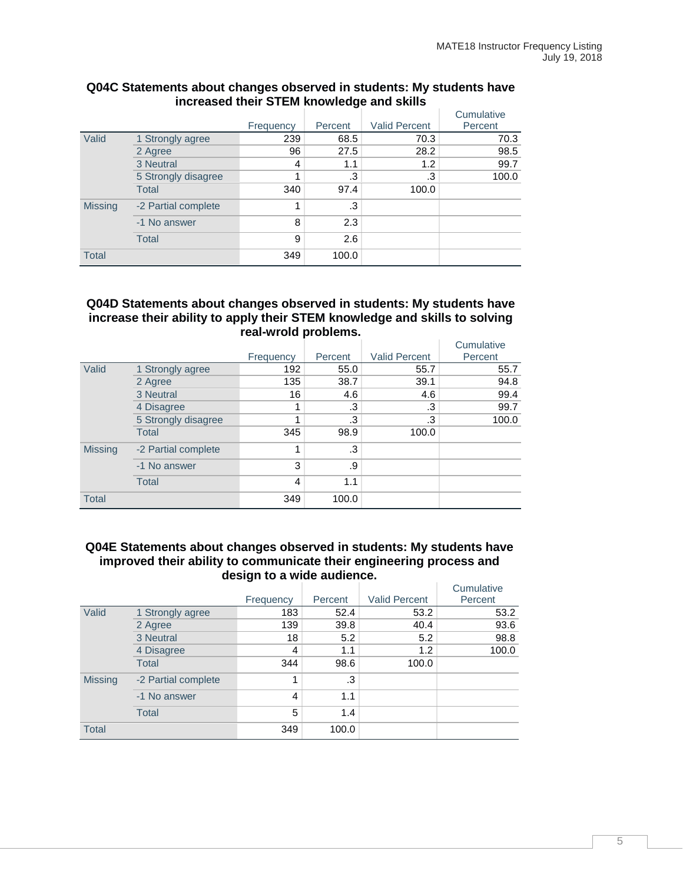### Q04C Statements about changes observed in students: My students have increased their STEM knowledge and skills

| | | Frequency | Percent | Valid Percent | Cumulative Percent |
|---|---|---|---|---|---|
| Valid | 1 Strongly agree | 239 | 68.5 | 70.3 | 70.3 |
| | 2 Agree | 96 | 27.5 | 28.2 | 98.5 |
| | 3 Neutral | 4 | 1.1 | 1.2 | 99.7 |
| | 5 Strongly disagree | 1 | .3 | .3 | 100.0 |
| | Total | 340 | 97.4 | 100.0 | |
| Missing | -2 Partial complete | 1 | .3 | | |
| | -1 No answer | 8 | 2.3 | | |
| | Total | 9 | 2.6 | | |
| Total | | 349 | 100.0 | | |

### Q04D Statements about changes observed in students: My students have increase their ability to apply their STEM knowledge and skills to solving real-wrold problems.

| | | Frequency | Percent | Valid Percent | Cumulative Percent |
|---|---|---|---|---|---|
| Valid | 1 Strongly agree | 192 | 55.0 | 55.7 | 55.7 |
| | 2 Agree | 135 | 38.7 | 39.1 | 94.8 |
| | 3 Neutral | 16 | 4.6 | 4.6 | 99.4 |
| | 4 Disagree | 1 | .3 | .3 | 99.7 |
| | 5 Strongly disagree | 1 | .3 | .3 | 100.0 |
| | Total | 345 | 98.9 | 100.0 | |
| Missing | -2 Partial complete | 1 | .3 | | |
| | -1 No answer | 3 | .9 | | |
| | Total | 4 | 1.1 | | |
| Total | | 349 | 100.0 | | |

### Q04E Statements about changes observed in students: My students have improved their ability to communicate their engineering process and design to a wide audience.

| | | Frequency | Percent | Valid Percent | Cumulative Percent |
|---|---|---|---|---|---|
| Valid | 1 Strongly agree | 183 | 52.4 | 53.2 | 53.2 |
| | 2 Agree | 139 | 39.8 | 40.4 | 93.6 |
| | 3 Neutral | 18 | 5.2 | 5.2 | 98.8 |
| | 4 Disagree | 4 | 1.1 | 1.2 | 100.0 |
| | Total | 344 | 98.6 | 100.0 | |
| Missing | -2 Partial complete | 1 | .3 | | |
| | -1 No answer | 4 | 1.1 | | |
| | Total | 5 | 1.4 | | |
| Total | | 349 | 100.0 | | |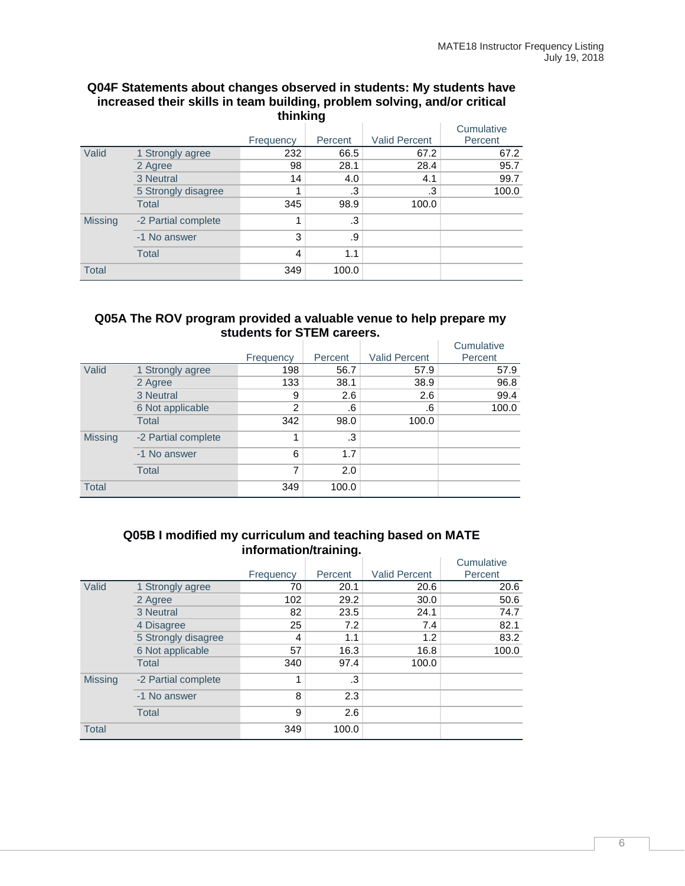### Q04F Statements about changes observed in students: My students have increased their skills in team building, problem solving, and/or critical thinking

| | | Frequency | Percent | Valid Percent | Cumulative Percent |
|---|---|---|---|---|---|
| Valid | 1 Strongly agree | 232 | 66.5 | 67.2 | 67.2 |
| | 2 Agree | 98 | 28.1 | 28.4 | 95.7 |
| | 3 Neutral | 14 | 4.0 | 4.1 | 99.7 |
| | 5 Strongly disagree | 1 | .3 | .3 | 100.0 |
| | Total | 345 | 98.9 | 100.0 | |
| Missing | -2 Partial complete | 1 | .3 | | |
| | -1 No answer | 3 | .9 | | |
| | Total | 4 | 1.1 | | |
| Total | | 349 | 100.0 | | |

### Q05A The ROV program provided a valuable venue to help prepare my students for STEM careers.

| | | Frequency | Percent | Valid Percent | Cumulative Percent |
|---|---|---|---|---|---|
| Valid | 1 Strongly agree | 198 | 56.7 | 57.9 | 57.9 |
| | 2 Agree | 133 | 38.1 | 38.9 | 96.8 |
| | 3 Neutral | 9 | 2.6 | 2.6 | 99.4 |
| | 6 Not applicable | 2 | .6 | .6 | 100.0 |
| | Total | 342 | 98.0 | 100.0 | |
| Missing | -2 Partial complete | 1 | .3 | | |
| | -1 No answer | 6 | 1.7 | | |
| | Total | 7 | 2.0 | | |
| Total | | 349 | 100.0 | | |

### Q05B I modified my curriculum and teaching based on MATE information/training.

| | | Frequency | Percent | Valid Percent | Cumulative Percent |
|---|---|---|---|---|---|
| Valid | 1 Strongly agree | 70 | 20.1 | 20.6 | 20.6 |
| | 2 Agree | 102 | 29.2 | 30.0 | 50.6 |
| | 3 Neutral | 82 | 23.5 | 24.1 | 74.7 |
| | 4 Disagree | 25 | 7.2 | 7.4 | 82.1 |
| | 5 Strongly disagree | 4 | 1.1 | 1.2 | 83.2 |
| | 6 Not applicable | 57 | 16.3 | 16.8 | 100.0 |
| | Total | 340 | 97.4 | 100.0 | |
| Missing | -2 Partial complete | 1 | .3 | | |
| | -1 No answer | 8 | 2.3 | | |
| | Total | 9 | 2.6 | | |
| Total | | 349 | 100.0 | | |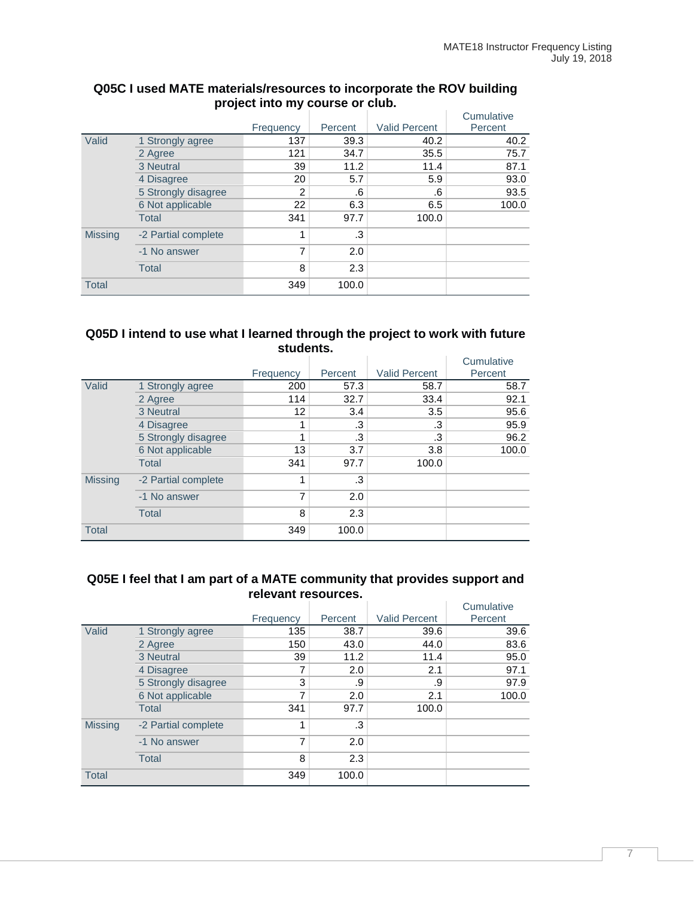**Q05C I used MATE materials/resources to incorporate the ROV building project into my course or club.**

| | | Frequency | Percent | Valid Percent | Cumulative Percent |
|---|---|---|---|---|---|
| Valid | 1 Strongly agree | 137 | 39.3 | 40.2 | 40.2 |
| | 2 Agree | 121 | 34.7 | 35.5 | 75.7 |
| | 3 Neutral | 39 | 11.2 | 11.4 | 87.1 |
| | 4 Disagree | 20 | 5.7 | 5.9 | 93.0 |
| | 5 Strongly disagree | 2 | .6 | .6 | 93.5 |
| | 6 Not applicable | 22 | 6.3 | 6.5 | 100.0 |
| | Total | 341 | 97.7 | 100.0 | |
| Missing | -2 Partial complete | 1 | .3 | | |
| | -1 No answer | 7 | 2.0 | | |
| | Total | 8 | 2.3 | | |
| Total | | 349 | 100.0 | | |

**Q05D I intend to use what I learned through the project to work with future students.**

| | | Frequency | Percent | Valid Percent | Cumulative Percent |
|---|---|---|---|---|---|
| Valid | 1 Strongly agree | 200 | 57.3 | 58.7 | 58.7 |
| | 2 Agree | 114 | 32.7 | 33.4 | 92.1 |
| | 3 Neutral | 12 | 3.4 | 3.5 | 95.6 |
| | 4 Disagree | 1 | .3 | .3 | 95.9 |
| | 5 Strongly disagree | 1 | .3 | .3 | 96.2 |
| | 6 Not applicable | 13 | 3.7 | 3.8 | 100.0 |
| | Total | 341 | 97.7 | 100.0 | |
| Missing | -2 Partial complete | 1 | .3 | | |
| | -1 No answer | 7 | 2.0 | | |
| | Total | 8 | 2.3 | | |
| Total | | 349 | 100.0 | | |

**Q05E I feel that I am part of a MATE community that provides support and relevant resources.**

| | | Frequency | Percent | Valid Percent | Cumulative Percent |
|---|---|---|---|---|---|
| Valid | 1 Strongly agree | 135 | 38.7 | 39.6 | 39.6 |
| | 2 Agree | 150 | 43.0 | 44.0 | 83.6 |
| | 3 Neutral | 39 | 11.2 | 11.4 | 95.0 |
| | 4 Disagree | 7 | 2.0 | 2.1 | 97.1 |
| | 5 Strongly disagree | 3 | .9 | .9 | 97.9 |
| | 6 Not applicable | 7 | 2.0 | 2.1 | 100.0 |
| | Total | 341 | 97.7 | 100.0 | |
| Missing | -2 Partial complete | 1 | .3 | | |
| | -1 No answer | 7 | 2.0 | | |
| | Total | 8 | 2.3 | | |
| Total | | 349 | 100.0 | | |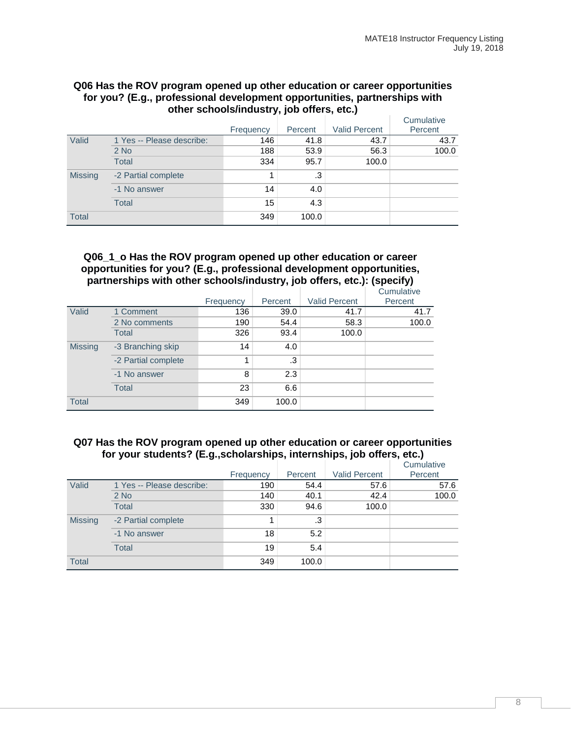### Q06 Has the ROV program opened up other education or career opportunities for you? (E.g., professional development opportunities, partnerships with other schools/industry, job offers, etc.)

| | | Frequency | Percent | Valid Percent | Cumulative Percent |
|---|---|---|---|---|---|
| Valid | 1 Yes -- Please describe: | 146 | 41.8 | 43.7 | 43.7 |
| | 2 No | 188 | 53.9 | 56.3 | 100.0 |
| | Total | 334 | 95.7 | 100.0 | |
| Missing | -2 Partial complete | 1 | .3 | | |
| | -1 No answer | 14 | 4.0 | | |
| | Total | 15 | 4.3 | | |
| Total | | 349 | 100.0 | | |

### Q06_1_o Has the ROV program opened up other education or career opportunities for you? (E.g., professional development opportunities, partnerships with other schools/industry, job offers, etc.): (specify)

| | | Frequency | Percent | Valid Percent | Cumulative Percent |
|---|---|---|---|---|---|
| Valid | 1 Comment | 136 | 39.0 | 41.7 | 41.7 |
| | 2 No comments | 190 | 54.4 | 58.3 | 100.0 |
| | Total | 326 | 93.4 | 100.0 | |
| Missing | -3 Branching skip | 14 | 4.0 | | |
| | -2 Partial complete | 1 | .3 | | |
| | -1 No answer | 8 | 2.3 | | |
| | Total | 23 | 6.6 | | |
| Total | | 349 | 100.0 | | |

### Q07 Has the ROV program opened up other education or career opportunities for your students? (E.g.,scholarships, internships, job offers, etc.)

| | | Frequency | Percent | Valid Percent | Cumulative Percent |
|---|---|---|---|---|---|
| Valid | 1 Yes -- Please describe: | 190 | 54.4 | 57.6 | 57.6 |
| | 2 No | 140 | 40.1 | 42.4 | 100.0 |
| | Total | 330 | 94.6 | 100.0 | |
| Missing | -2 Partial complete | 1 | .3 | | |
| | -1 No answer | 18 | 5.2 | | |
| | Total | 19 | 5.4 | | |
| Total | | 349 | 100.0 | | |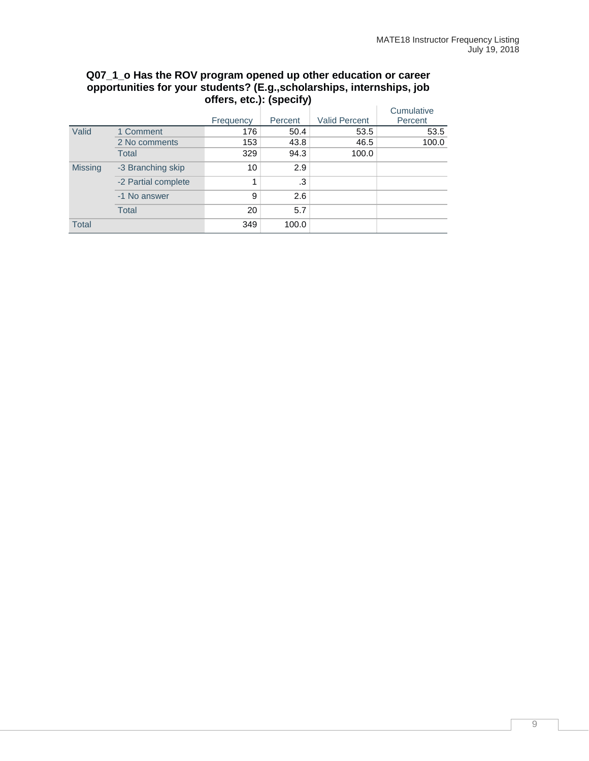**Q07_1_o Has the ROV program opened up other education or career opportunities for your students? (E.g.,scholarships, internships, job offers, etc.): (specify)**

| | | Frequency | Percent | Valid Percent | Cumulative Percent |
|---|---|---|---|---|---|
| Valid | 1 Comment | 176 | 50.4 | 53.5 | 53.5 |
| | 2 No comments | 153 | 43.8 | 46.5 | 100.0 |
| | Total | 329 | 94.3 | 100.0 | |
| Missing | -3 Branching skip | 10 | 2.9 | | |
| | -2 Partial complete | 1 | .3 | | |
| | -1 No answer | 9 | 2.6 | | |
| | Total | 20 | 5.7 | | |
| Total | | 349 | 100.0 | | |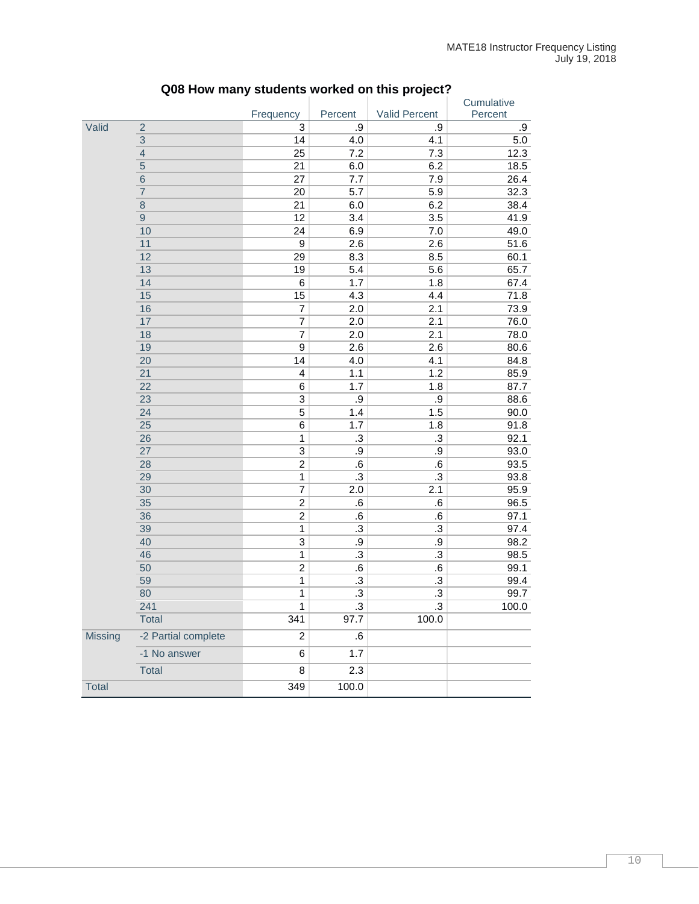## Q08 How many students worked on this project?

| | | Frequency | Percent | Valid Percent | Cumulative Percent |
|---|---|---|---|---|---|
| Valid | 2 | 3 | .9 | .9 | .9 |
| | 3 | 14 | 4.0 | 4.1 | 5.0 |
| | 4 | 25 | 7.2 | 7.3 | 12.3 |
| | 5 | 21 | 6.0 | 6.2 | 18.5 |
| | 6 | 27 | 7.7 | 7.9 | 26.4 |
| | 7 | 20 | 5.7 | 5.9 | 32.3 |
| | 8 | 21 | 6.0 | 6.2 | 38.4 |
| | 9 | 12 | 3.4 | 3.5 | 41.9 |
| | 10 | 24 | 6.9 | 7.0 | 49.0 |
| | 11 | 9 | 2.6 | 2.6 | 51.6 |
| | 12 | 29 | 8.3 | 8.5 | 60.1 |
| | 13 | 19 | 5.4 | 5.6 | 65.7 |
| | 14 | 6 | 1.7 | 1.8 | 67.4 |
| | 15 | 15 | 4.3 | 4.4 | 71.8 |
| | 16 | 7 | 2.0 | 2.1 | 73.9 |
| | 17 | 7 | 2.0 | 2.1 | 76.0 |
| | 18 | 7 | 2.0 | 2.1 | 78.0 |
| | 19 | 9 | 2.6 | 2.6 | 80.6 |
| | 20 | 14 | 4.0 | 4.1 | 84.8 |
| | 21 | 4 | 1.1 | 1.2 | 85.9 |
| | 22 | 6 | 1.7 | 1.8 | 87.7 |
| | 23 | 3 | .9 | .9 | 88.6 |
| | 24 | 5 | 1.4 | 1.5 | 90.0 |
| | 25 | 6 | 1.7 | 1.8 | 91.8 |
| | 26 | 1 | .3 | .3 | 92.1 |
| | 27 | 3 | .9 | .9 | 93.0 |
| | 28 | 2 | .6 | .6 | 93.5 |
| | 29 | 1 | .3 | .3 | 93.8 |
| | 30 | 7 | 2.0 | 2.1 | 95.9 |
| | 35 | 2 | .6 | .6 | 96.5 |
| | 36 | 2 | .6 | .6 | 97.1 |
| | 39 | 1 | .3 | .3 | 97.4 |
| | 40 | 3 | .9 | .9 | 98.2 |
| | 46 | 1 | .3 | .3 | 98.5 |
| | 50 | 2 | .6 | .6 | 99.1 |
| | 59 | 1 | .3 | .3 | 99.4 |
| | 80 | 1 | .3 | .3 | 99.7 |
| | 241 | 1 | .3 | .3 | 100.0 |
| | Total | 341 | 97.7 | 100.0 | |
| Missing | -2 Partial complete | 2 | .6 | | |
| | -1 No answer | 6 | 1.7 | | |
| | Total | 8 | 2.3 | | |
| Total | | 349 | 100.0 | | |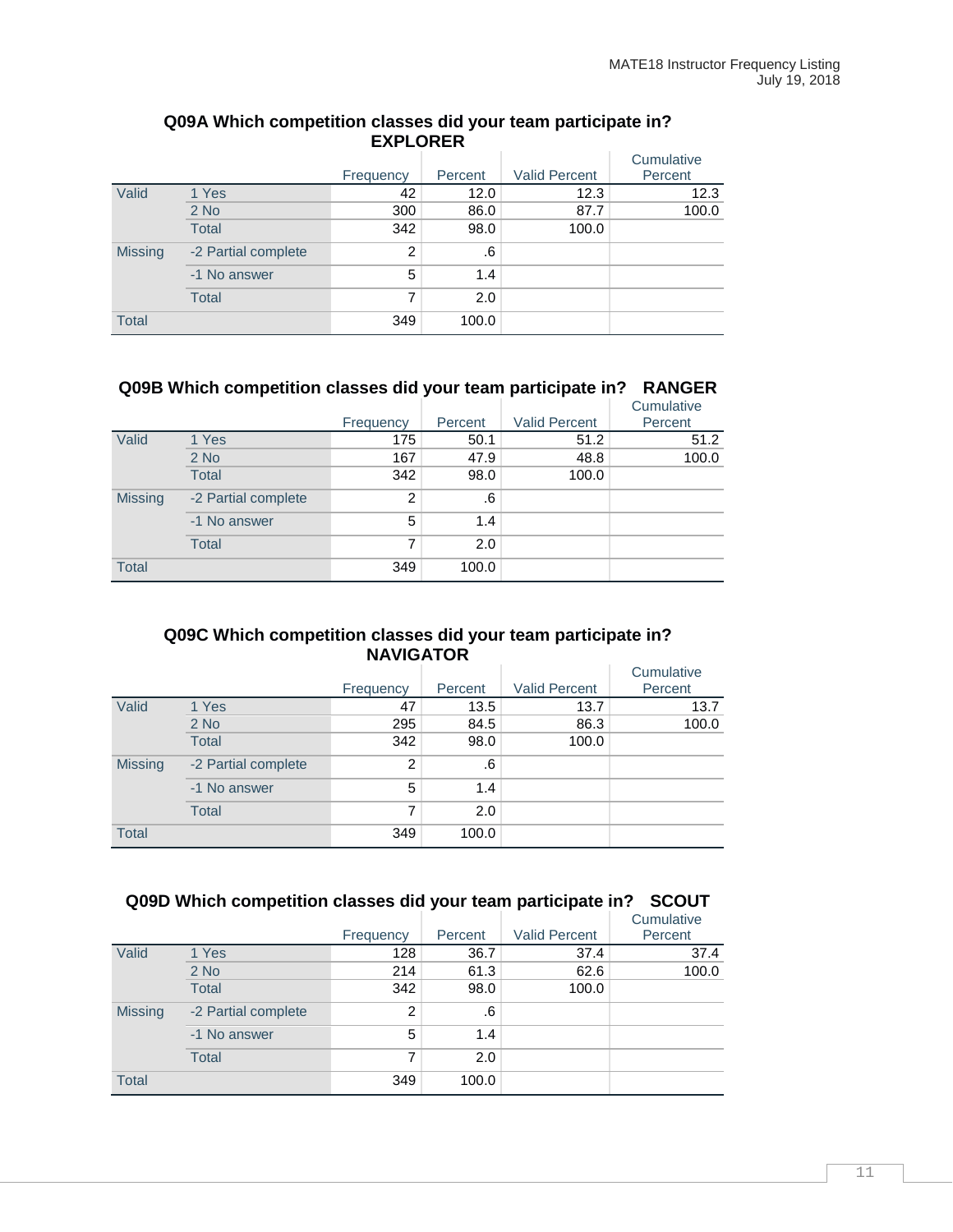### Q09A Which competition classes did your team participate in? EXPLORER

| | | Frequency | Percent | Valid Percent | Cumulative Percent |
|---|---|---|---|---|---|
| Valid | 1 Yes | 42 | 12.0 | 12.3 | 12.3 |
| | 2 No | 300 | 86.0 | 87.7 | 100.0 |
| | Total | 342 | 98.0 | 100.0 | |
| Missing | -2 Partial complete | 2 | .6 | | |
| | -1 No answer | 5 | 1.4 | | |
| | Total | 7 | 2.0 | | |
| Total | | 349 | 100.0 | | |

### Q09B Which competition classes did your team participate in? RANGER

| | | Frequency | Percent | Valid Percent | Cumulative Percent |
|---|---|---|---|---|---|
| Valid | 1 Yes | 175 | 50.1 | 51.2 | 51.2 |
| | 2 No | 167 | 47.9 | 48.8 | 100.0 |
| | Total | 342 | 98.0 | 100.0 | |
| Missing | -2 Partial complete | 2 | .6 | | |
| | -1 No answer | 5 | 1.4 | | |
| | Total | 7 | 2.0 | | |
| Total | | 349 | 100.0 | | |

### Q09C Which competition classes did your team participate in? NAVIGATOR

| | | Frequency | Percent | Valid Percent | Cumulative Percent |
|---|---|---|---|---|---|
| Valid | 1 Yes | 47 | 13.5 | 13.7 | 13.7 |
| | 2 No | 295 | 84.5 | 86.3 | 100.0 |
| | Total | 342 | 98.0 | 100.0 | |
| Missing | -2 Partial complete | 2 | .6 | | |
| | -1 No answer | 5 | 1.4 | | |
| | Total | 7 | 2.0 | | |
| Total | | 349 | 100.0 | | |

### Q09D Which competition classes did your team participate in? SCOUT

| | | Frequency | Percent | Valid Percent | Cumulative Percent |
|---|---|---|---|---|---|
| Valid | 1 Yes | 128 | 36.7 | 37.4 | 37.4 |
| | 2 No | 214 | 61.3 | 62.6 | 100.0 |
| | Total | 342 | 98.0 | 100.0 | |
| Missing | -2 Partial complete | 2 | .6 | | |
| | -1 No answer | 5 | 1.4 | | |
| | Total | 7 | 2.0 | | |
| Total | | 349 | 100.0 | | |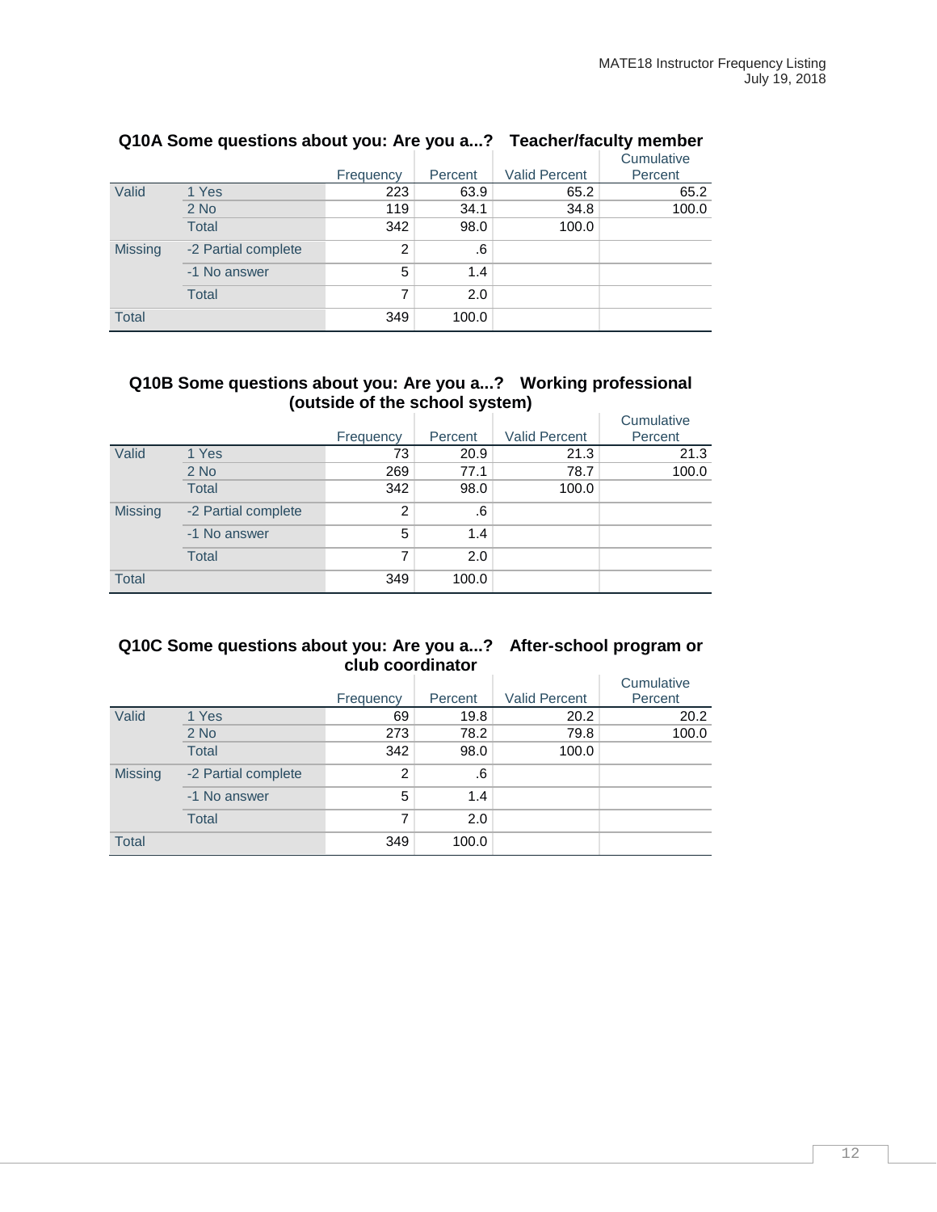### Q10A Some questions about you: Are you a...? Teacher/faculty member

| | | Frequency | Percent | Valid Percent | Cumulative Percent |
|---|---|---|---|---|---|
| Valid | 1 Yes | 223 | 63.9 | 65.2 | 65.2 |
| | 2 No | 119 | 34.1 | 34.8 | 100.0 |
| | Total | 342 | 98.0 | 100.0 | |
| Missing | -2 Partial complete | 2 | .6 | | |
| | -1 No answer | 5 | 1.4 | | |
| | Total | 7 | 2.0 | | |
| Total | | 349 | 100.0 | | |

### Q10B Some questions about you: Are you a...? Working professional (outside of the school system)

| | | Frequency | Percent | Valid Percent | Cumulative Percent |
|---|---|---|---|---|---|
| Valid | 1 Yes | 73 | 20.9 | 21.3 | 21.3 |
| | 2 No | 269 | 77.1 | 78.7 | 100.0 |
| | Total | 342 | 98.0 | 100.0 | |
| Missing | -2 Partial complete | 2 | .6 | | |
| | -1 No answer | 5 | 1.4 | | |
| | Total | 7 | 2.0 | | |
| Total | | 349 | 100.0 | | |

### Q10C Some questions about you: Are you a...? After-school program or club coordinator

| | | Frequency | Percent | Valid Percent | Cumulative Percent |
|---|---|---|---|---|---|
| Valid | 1 Yes | 69 | 19.8 | 20.2 | 20.2 |
| | 2 No | 273 | 78.2 | 79.8 | 100.0 |
| | Total | 342 | 98.0 | 100.0 | |
| Missing | -2 Partial complete | 2 | .6 | | |
| | -1 No answer | 5 | 1.4 | | |
| | Total | 7 | 2.0 | | |
| Total | | 349 | 100.0 | | |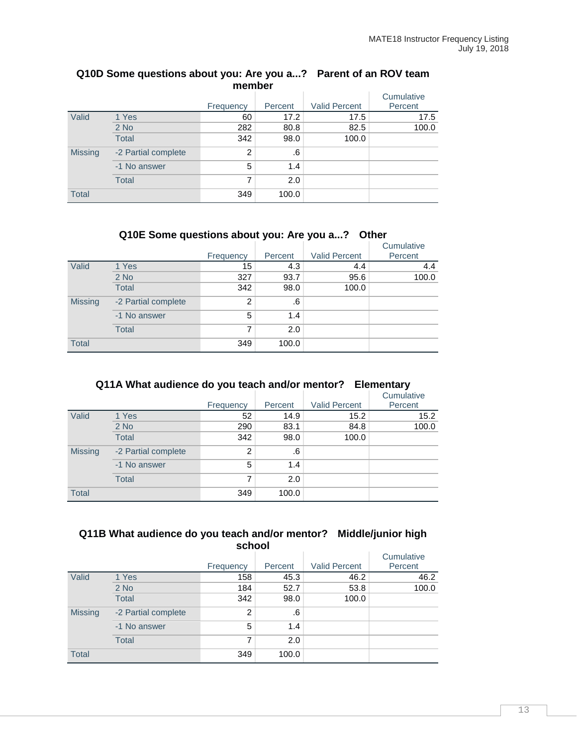### Q10D Some questions about you: Are you a...? Parent of an ROV team member

| | | Frequency | Percent | Valid Percent | Cumulative Percent |
|---|---|---|---|---|---|
| Valid | 1 Yes | 60 | 17.2 | 17.5 | 17.5 |
| | 2 No | 282 | 80.8 | 82.5 | 100.0 |
| | Total | 342 | 98.0 | 100.0 | |
| Missing | -2 Partial complete | 2 | .6 | | |
| | -1 No answer | 5 | 1.4 | | |
| | Total | 7 | 2.0 | | |
| Total | | 349 | 100.0 | | |

### Q10E Some questions about you: Are you a...? Other

| | | Frequency | Percent | Valid Percent | Cumulative Percent |
|---|---|---|---|---|---|
| Valid | 1 Yes | 15 | 4.3 | 4.4 | 4.4 |
| | 2 No | 327 | 93.7 | 95.6 | 100.0 |
| | Total | 342 | 98.0 | 100.0 | |
| Missing | -2 Partial complete | 2 | .6 | | |
| | -1 No answer | 5 | 1.4 | | |
| | Total | 7 | 2.0 | | |
| Total | | 349 | 100.0 | | |

### Q11A What audience do you teach and/or mentor? Elementary

| | | Frequency | Percent | Valid Percent | Cumulative Percent |
|---|---|---|---|---|---|
| Valid | 1 Yes | 52 | 14.9 | 15.2 | 15.2 |
| | 2 No | 290 | 83.1 | 84.8 | 100.0 |
| | Total | 342 | 98.0 | 100.0 | |
| Missing | -2 Partial complete | 2 | .6 | | |
| | -1 No answer | 5 | 1.4 | | |
| | Total | 7 | 2.0 | | |
| Total | | 349 | 100.0 | | |

### Q11B What audience do you teach and/or mentor? Middle/junior high school

| | | Frequency | Percent | Valid Percent | Cumulative Percent |
|---|---|---|---|---|---|
| Valid | 1 Yes | 158 | 45.3 | 46.2 | 46.2 |
| | 2 No | 184 | 52.7 | 53.8 | 100.0 |
| | Total | 342 | 98.0 | 100.0 | |
| Missing | -2 Partial complete | 2 | .6 | | |
| | -1 No answer | 5 | 1.4 | | |
| | Total | 7 | 2.0 | | |
| Total | | 349 | 100.0 | | |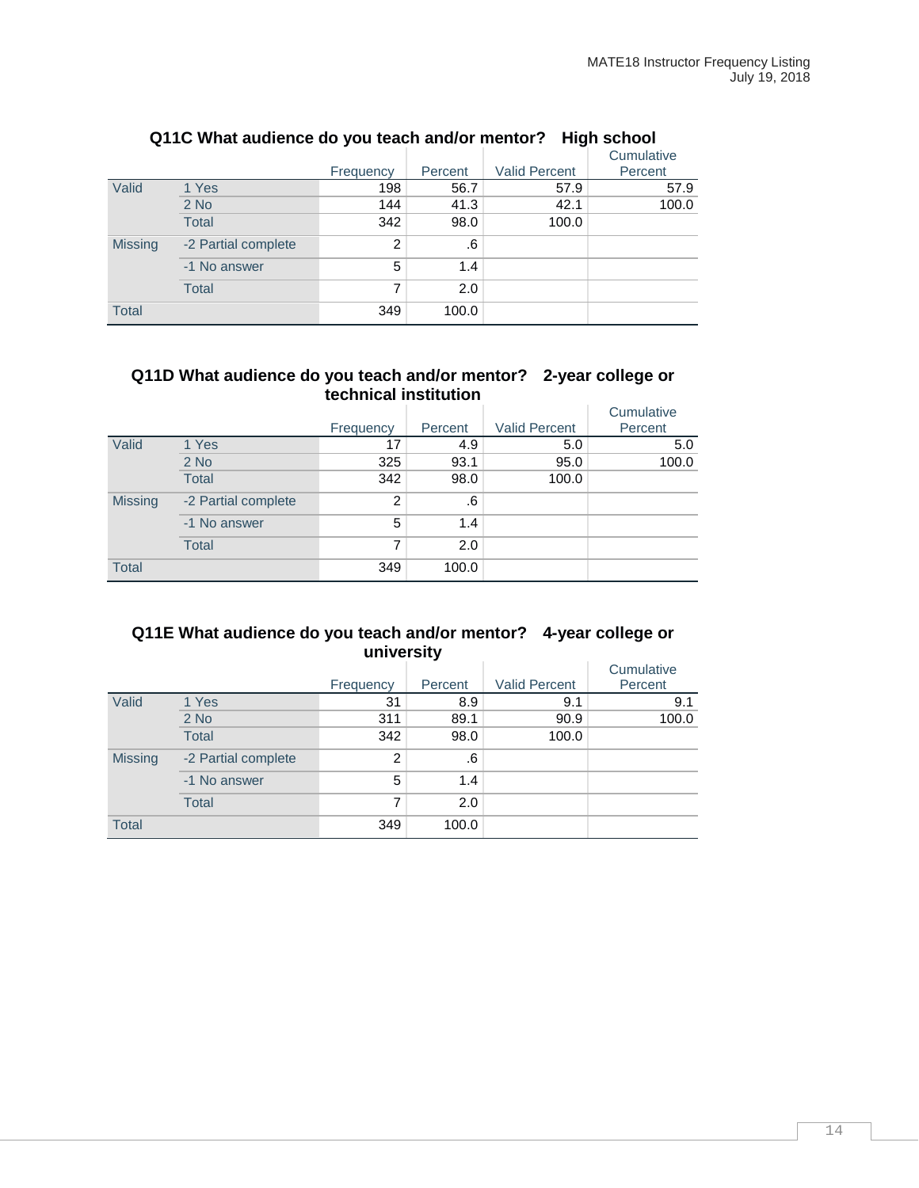### Q11C What audience do you teach and/or mentor? High school

| | | Frequency | Percent | Valid Percent | Cumulative Percent |
|---|---|---|---|---|---|
| Valid | 1 Yes | 198 | 56.7 | 57.9 | 57.9 |
| | 2 No | 144 | 41.3 | 42.1 | 100.0 |
| | Total | 342 | 98.0 | 100.0 | |
| Missing | -2 Partial complete | 2 | .6 | | |
| | -1 No answer | 5 | 1.4 | | |
| | Total | 7 | 2.0 | | |
| Total | | 349 | 100.0 | | |

### Q11D What audience do you teach and/or mentor? 2-year college or technical institution

| | | Frequency | Percent | Valid Percent | Cumulative Percent |
|---|---|---|---|---|---|
| Valid | 1 Yes | 17 | 4.9 | 5.0 | 5.0 |
| | 2 No | 325 | 93.1 | 95.0 | 100.0 |
| | Total | 342 | 98.0 | 100.0 | |
| Missing | -2 Partial complete | 2 | .6 | | |
| | -1 No answer | 5 | 1.4 | | |
| | Total | 7 | 2.0 | | |
| Total | | 349 | 100.0 | | |

### Q11E What audience do you teach and/or mentor? 4-year college or university

| | | Frequency | Percent | Valid Percent | Cumulative Percent |
|---|---|---|---|---|---|
| Valid | 1 Yes | 31 | 8.9 | 9.1 | 9.1 |
| | 2 No | 311 | 89.1 | 90.9 | 100.0 |
| | Total | 342 | 98.0 | 100.0 | |
| Missing | -2 Partial complete | 2 | .6 | | |
| | -1 No answer | 5 | 1.4 | | |
| | Total | 7 | 2.0 | | |
| Total | | 349 | 100.0 | | |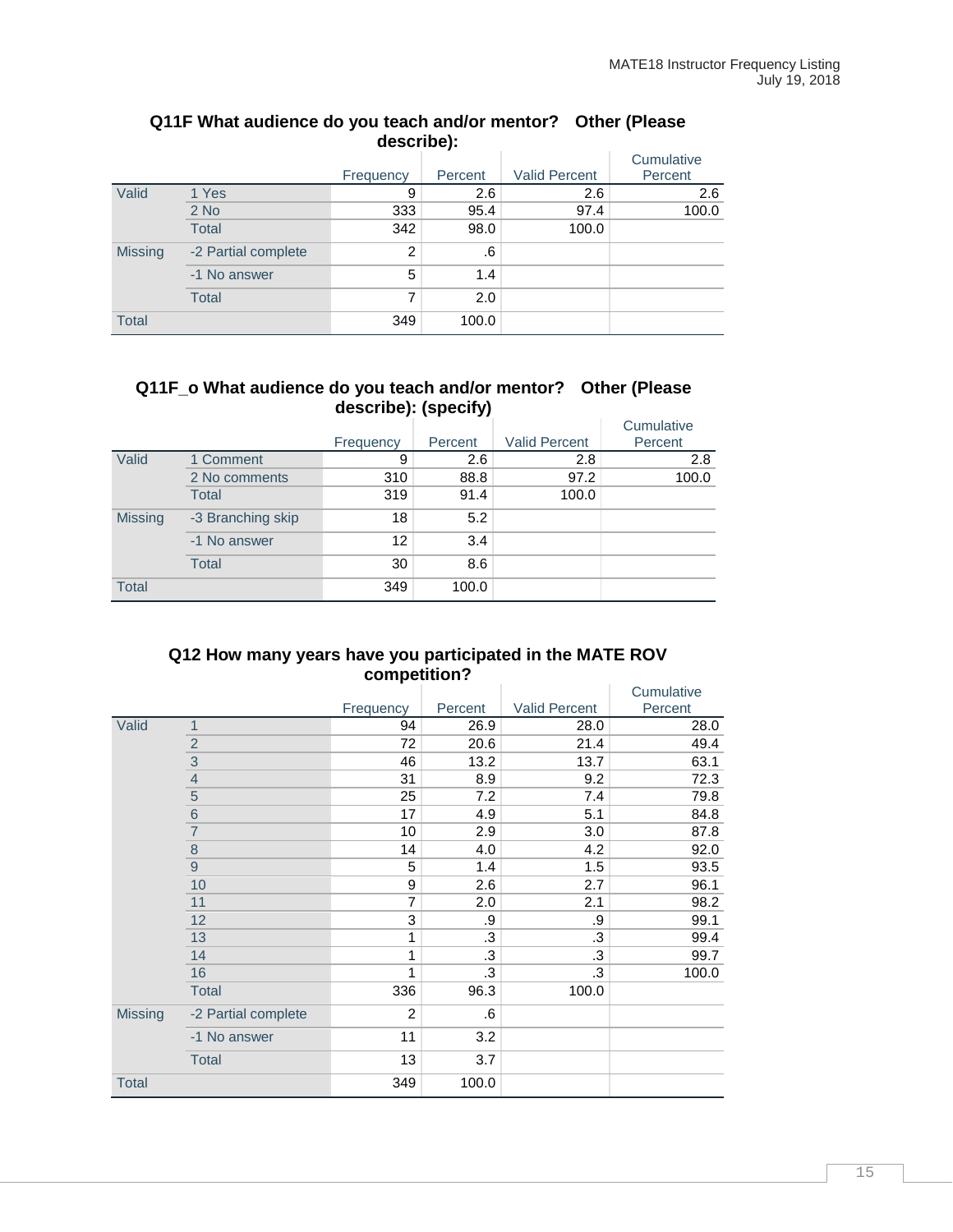### Q11F What audience do you teach and/or mentor? Other (Please describe):

| | | Frequency | Percent | Valid Percent | Cumulative Percent |
|---|---|---|---|---|---|
| Valid | 1 Yes | 9 | 2.6 | 2.6 | 2.6 |
| | 2 No | 333 | 95.4 | 97.4 | 100.0 |
| | Total | 342 | 98.0 | 100.0 | |
| Missing | -2 Partial complete | 2 | .6 | | |
| | -1 No answer | 5 | 1.4 | | |
| | Total | 7 | 2.0 | | |
| Total | | 349 | 100.0 | | |

### Q11F_o What audience do you teach and/or mentor? Other (Please describe): (specify)

| | | Frequency | Percent | Valid Percent | Cumulative Percent |
|---|---|---|---|---|---|
| Valid | 1 Comment | 9 | 2.6 | 2.8 | 2.8 |
| | 2 No comments | 310 | 88.8 | 97.2 | 100.0 |
| | Total | 319 | 91.4 | 100.0 | |
| Missing | -3 Branching skip | 18 | 5.2 | | |
| | -1 No answer | 12 | 3.4 | | |
| | Total | 30 | 8.6 | | |
| Total | | 349 | 100.0 | | |

### Q12 How many years have you participated in the MATE ROV competition?

| | | Frequency | Percent | Valid Percent | Cumulative Percent |
|---|---|---|---|---|---|
| Valid | 1 | 94 | 26.9 | 28.0 | 28.0 |
| | 2 | 72 | 20.6 | 21.4 | 49.4 |
| | 3 | 46 | 13.2 | 13.7 | 63.1 |
| | 4 | 31 | 8.9 | 9.2 | 72.3 |
| | 5 | 25 | 7.2 | 7.4 | 79.8 |
| | 6 | 17 | 4.9 | 5.1 | 84.8 |
| | 7 | 10 | 2.9 | 3.0 | 87.8 |
| | 8 | 14 | 4.0 | 4.2 | 92.0 |
| | 9 | 5 | 1.4 | 1.5 | 93.5 |
| | 10 | 9 | 2.6 | 2.7 | 96.1 |
| | 11 | 7 | 2.0 | 2.1 | 98.2 |
| | 12 | 3 | .9 | .9 | 99.1 |
| | 13 | 1 | .3 | .3 | 99.4 |
| | 14 | 1 | .3 | .3 | 99.7 |
| | 16 | 1 | .3 | .3 | 100.0 |
| | Total | 336 | 96.3 | 100.0 | |
| Missing | -2 Partial complete | 2 | .6 | | |
| | -1 No answer | 11 | 3.2 | | |
| | Total | 13 | 3.7 | | |
| Total | | 349 | 100.0 | | |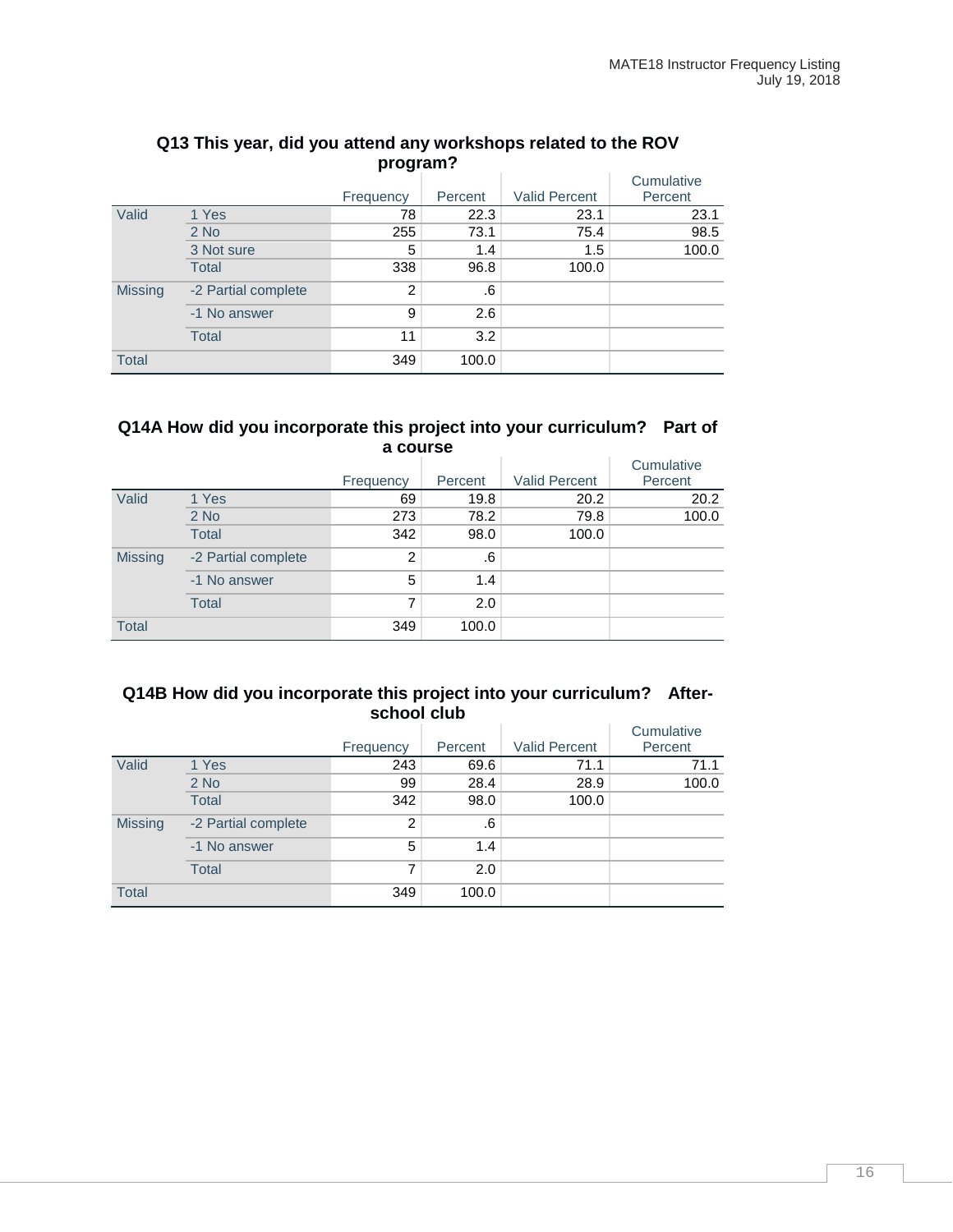### Q13 This year, did you attend any workshops related to the ROV program?

| | | Frequency | Percent | Valid Percent | Cumulative Percent |
|---|---|---|---|---|---|
| Valid | 1 Yes | 78 | 22.3 | 23.1 | 23.1 |
| | 2 No | 255 | 73.1 | 75.4 | 98.5 |
| | 3 Not sure | 5 | 1.4 | 1.5 | 100.0 |
| | Total | 338 | 96.8 | 100.0 | |
| Missing | -2 Partial complete | 2 | .6 | | |
| | -1 No answer | 9 | 2.6 | | |
| | Total | 11 | 3.2 | | |
| Total | | 349 | 100.0 | | |

### Q14A How did you incorporate this project into your curriculum? Part of a course

| | | Frequency | Percent | Valid Percent | Cumulative Percent |
|---|---|---|---|---|---|
| Valid | 1 Yes | 69 | 19.8 | 20.2 | 20.2 |
| | 2 No | 273 | 78.2 | 79.8 | 100.0 |
| | Total | 342 | 98.0 | 100.0 | |
| Missing | -2 Partial complete | 2 | .6 | | |
| | -1 No answer | 5 | 1.4 | | |
| | Total | 7 | 2.0 | | |
| Total | | 349 | 100.0 | | |

### Q14B How did you incorporate this project into your curriculum? After-school club

| | | Frequency | Percent | Valid Percent | Cumulative Percent |
|---|---|---|---|---|---|
| Valid | 1 Yes | 243 | 69.6 | 71.1 | 71.1 |
| | 2 No | 99 | 28.4 | 28.9 | 100.0 |
| | Total | 342 | 98.0 | 100.0 | |
| Missing | -2 Partial complete | 2 | .6 | | |
| | -1 No answer | 5 | 1.4 | | |
| | Total | 7 | 2.0 | | |
| Total | | 349 | 100.0 | | |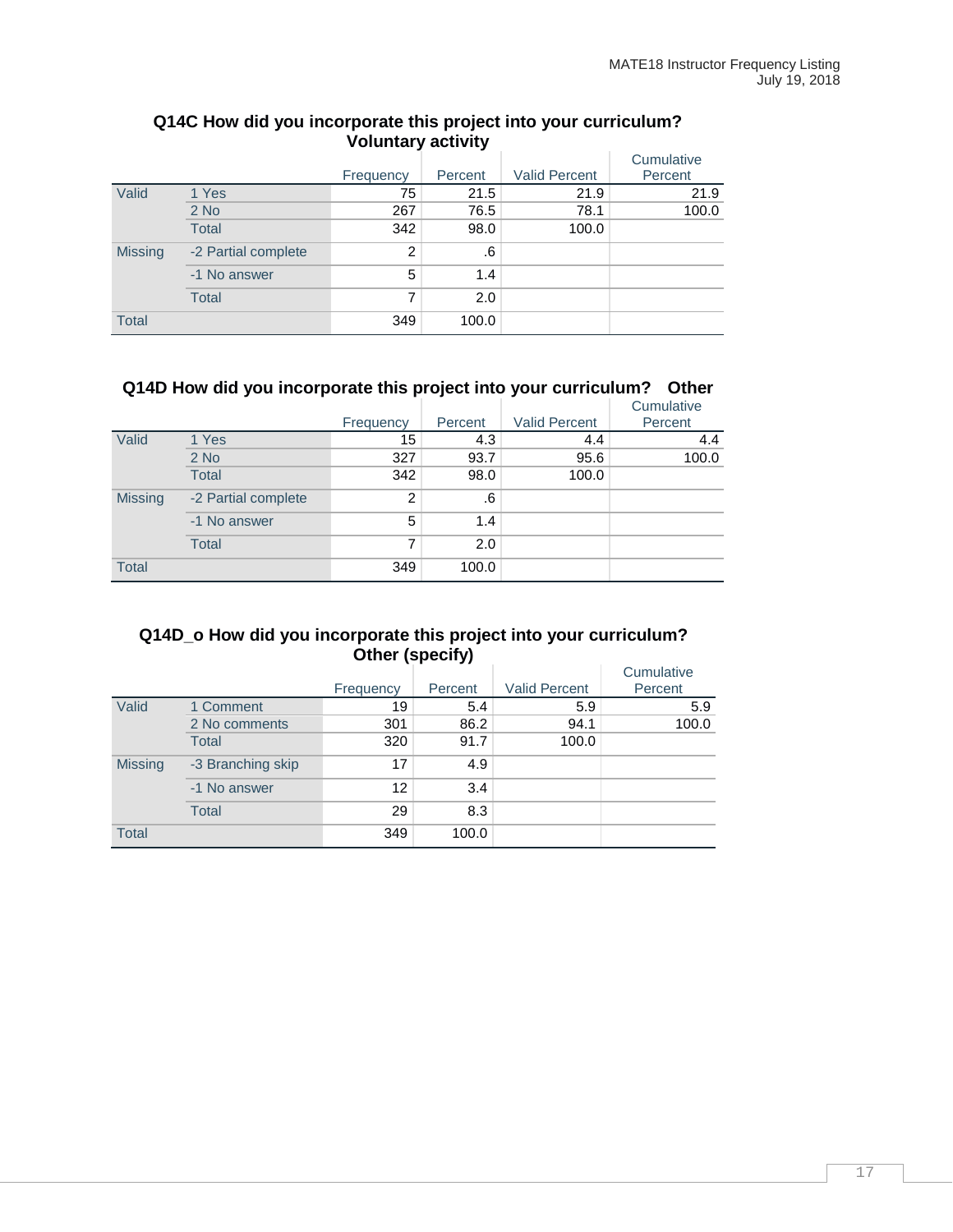### Q14C How did you incorporate this project into your curriculum? Voluntary activity

| | | Frequency | Percent | Valid Percent | Cumulative Percent |
|---|---|---|---|---|---|
| Valid | 1 Yes | 75 | 21.5 | 21.9 | 21.9 |
| | 2 No | 267 | 76.5 | 78.1 | 100.0 |
| | Total | 342 | 98.0 | 100.0 | |
| Missing | -2 Partial complete | 2 | .6 | | |
| | -1 No answer | 5 | 1.4 | | |
| | Total | 7 | 2.0 | | |
| Total | | 349 | 100.0 | | |

### Q14D How did you incorporate this project into your curriculum? Other

| | | Frequency | Percent | Valid Percent | Cumulative Percent |
|---|---|---|---|---|---|
| Valid | 1 Yes | 15 | 4.3 | 4.4 | 4.4 |
| | 2 No | 327 | 93.7 | 95.6 | 100.0 |
| | Total | 342 | 98.0 | 100.0 | |
| Missing | -2 Partial complete | 2 | .6 | | |
| | -1 No answer | 5 | 1.4 | | |
| | Total | 7 | 2.0 | | |
| Total | | 349 | 100.0 | | |

### Q14D_o How did you incorporate this project into your curriculum? Other (specify)

| | | Frequency | Percent | Valid Percent | Cumulative Percent |
|---|---|---|---|---|---|
| Valid | 1 Comment | 19 | 5.4 | 5.9 | 5.9 |
| | 2 No comments | 301 | 86.2 | 94.1 | 100.0 |
| | Total | 320 | 91.7 | 100.0 | |
| Missing | -3 Branching skip | 17 | 4.9 | | |
| | -1 No answer | 12 | 3.4 | | |
| | Total | 29 | 8.3 | | |
| Total | | 349 | 100.0 | | |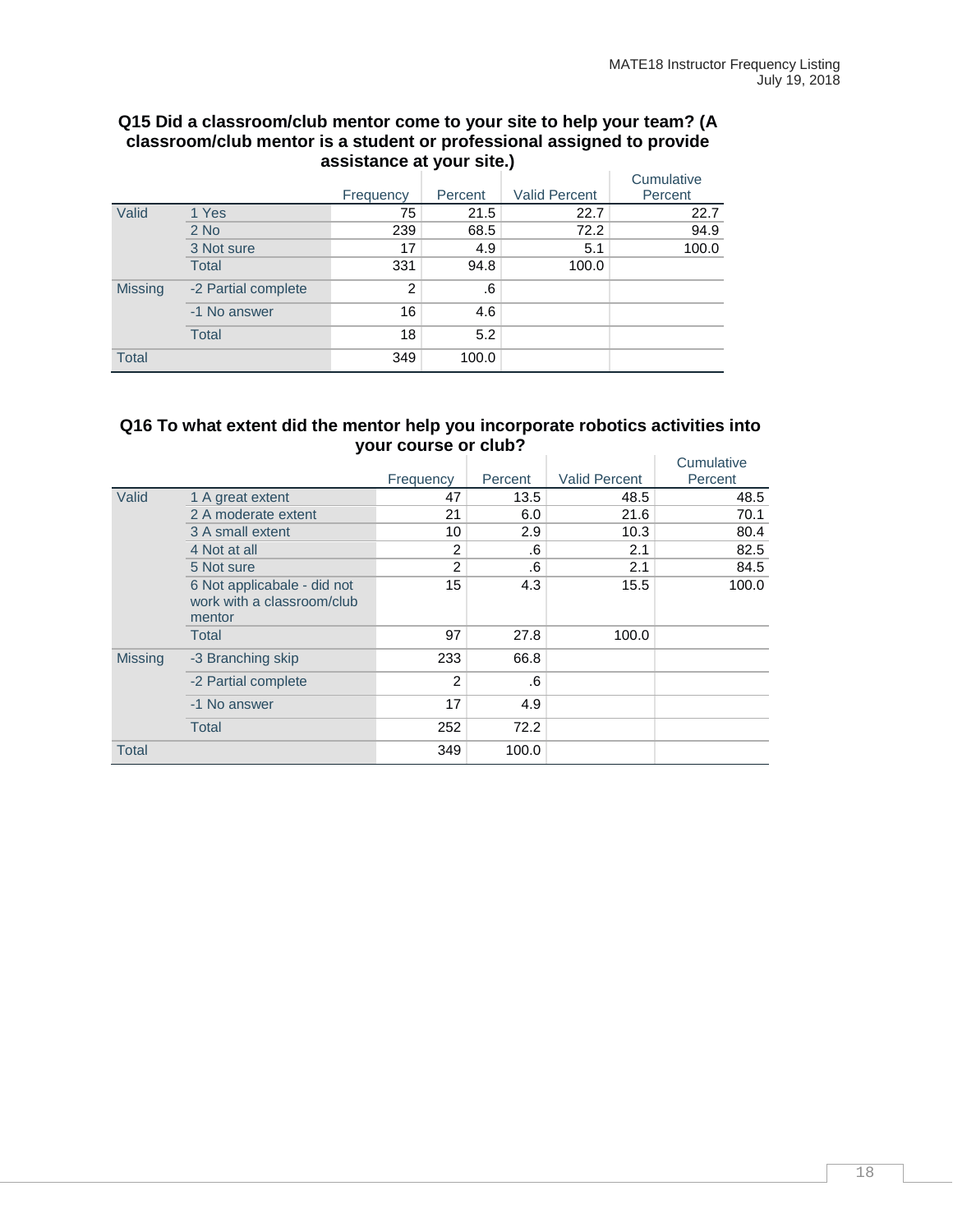### Q15 Did a classroom/club mentor come to your site to help your team? (A classroom/club mentor is a student or professional assigned to provide assistance at your site.)

| | | Frequency | Percent | Valid Percent | Cumulative Percent |
|---|---|---|---|---|---|
| Valid | 1 Yes | 75 | 21.5 | 22.7 | 22.7 |
| | 2 No | 239 | 68.5 | 72.2 | 94.9 |
| | 3 Not sure | 17 | 4.9 | 5.1 | 100.0 |
| | Total | 331 | 94.8 | 100.0 | |
| Missing | -2 Partial complete | 2 | .6 | | |
| | -1 No answer | 16 | 4.6 | | |
| | Total | 18 | 5.2 | | |
| Total | | 349 | 100.0 | | |

### Q16 To what extent did the mentor help you incorporate robotics activities into your course or club?

| | | Frequency | Percent | Valid Percent | Cumulative Percent |
|---|---|---|---|---|---|
| Valid | 1 A great extent | 47 | 13.5 | 48.5 | 48.5 |
| | 2 A moderate extent | 21 | 6.0 | 21.6 | 70.1 |
| | 3 A small extent | 10 | 2.9 | 10.3 | 80.4 |
| | 4 Not at all | 2 | .6 | 2.1 | 82.5 |
| | 5 Not sure | 2 | .6 | 2.1 | 84.5 |
| | 6 Not applicable - did not work with a classroom/club mentor | 15 | 4.3 | 15.5 | 100.0 |
| | Total | 97 | 27.8 | 100.0 | |
| Missing | -3 Branching skip | 233 | 66.8 | | |
| | -2 Partial complete | 2 | .6 | | |
| | -1 No answer | 17 | 4.9 | | |
| | Total | 252 | 72.2 | | |
| Total | | 349 | 100.0 | | |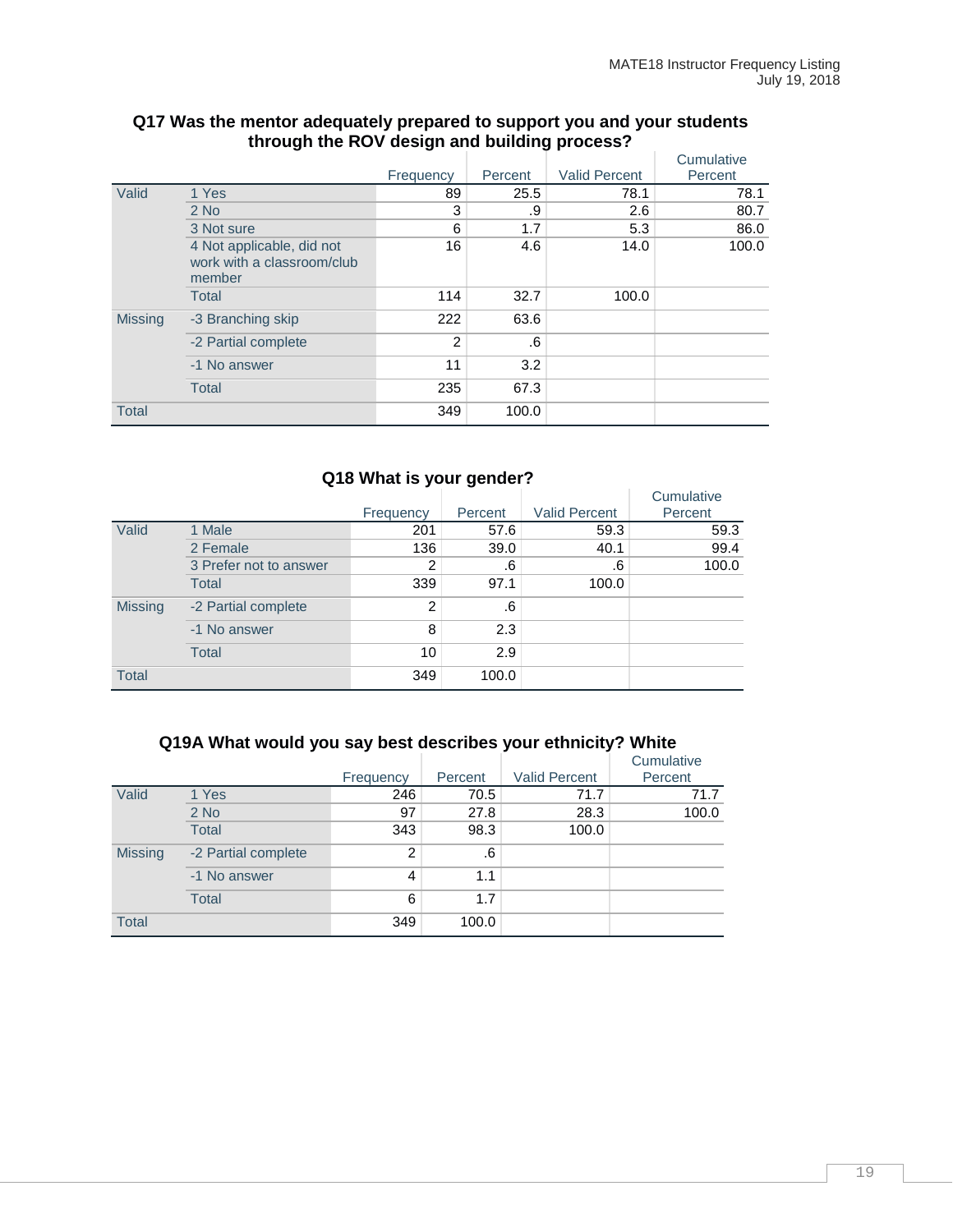### Q17 Was the mentor adequately prepared to support you and your students through the ROV design and building process?

| | | Frequency | Percent | Valid Percent | Cumulative Percent |
|---|---|---|---|---|---|
| Valid | 1 Yes | 89 | 25.5 | 78.1 | 78.1 |
| | 2 No | 3 | .9 | 2.6 | 80.7 |
| | 3 Not sure | 6 | 1.7 | 5.3 | 86.0 |
| | 4 Not applicable, did not work with a classroom/club member | 16 | 4.6 | 14.0 | 100.0 |
| | Total | 114 | 32.7 | 100.0 | |
| Missing | -3 Branching skip | 222 | 63.6 | | |
| | -2 Partial complete | 2 | .6 | | |
| | -1 No answer | 11 | 3.2 | | |
| | Total | 235 | 67.3 | | |
| Total | | 349 | 100.0 | | |

### Q18 What is your gender?

| | | Frequency | Percent | Valid Percent | Cumulative Percent |
|---|---|---|---|---|---|
| Valid | 1 Male | 201 | 57.6 | 59.3 | 59.3 |
| | 2 Female | 136 | 39.0 | 40.1 | 99.4 |
| | 3 Prefer not to answer | 2 | .6 | .6 | 100.0 |
| | Total | 339 | 97.1 | 100.0 | |
| Missing | -2 Partial complete | 2 | .6 | | |
| | -1 No answer | 8 | 2.3 | | |
| | Total | 10 | 2.9 | | |
| Total | | 349 | 100.0 | | |

### Q19A What would you say best describes your ethnicity? White

| | | Frequency | Percent | Valid Percent | Cumulative Percent |
|---|---|---|---|---|---|
| Valid | 1 Yes | 246 | 70.5 | 71.7 | 71.7 |
| | 2 No | 97 | 27.8 | 28.3 | 100.0 |
| | Total | 343 | 98.3 | 100.0 | |
| Missing | -2 Partial complete | 2 | .6 | | |
| | -1 No answer | 4 | 1.1 | | |
| | Total | 6 | 1.7 | | |
| Total | | 349 | 100.0 | | |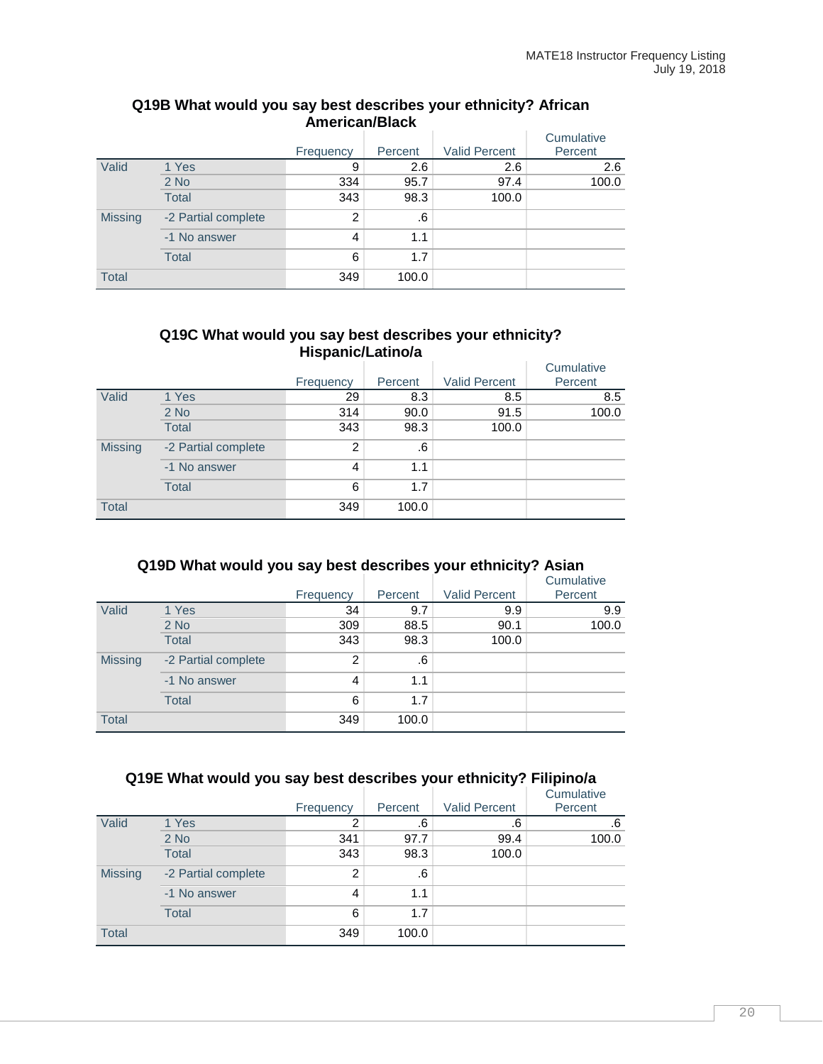### Q19B What would you say best describes your ethnicity? African American/Black

| | | Frequency | Percent | Valid Percent | Cumulative Percent |
|---|---|---|---|---|---|
| Valid | 1 Yes | 9 | 2.6 | 2.6 | 2.6 |
| | 2 No | 334 | 95.7 | 97.4 | 100.0 |
| | Total | 343 | 98.3 | 100.0 | |
| Missing | -2 Partial complete | 2 | .6 | | |
| | -1 No answer | 4 | 1.1 | | |
| | Total | 6 | 1.7 | | |
| Total | | 349 | 100.0 | | |

### Q19C What would you say best describes your ethnicity? Hispanic/Latino/a

| | | Frequency | Percent | Valid Percent | Cumulative Percent |
|---|---|---|---|---|---|
| Valid | 1 Yes | 29 | 8.3 | 8.5 | 8.5 |
| | 2 No | 314 | 90.0 | 91.5 | 100.0 |
| | Total | 343 | 98.3 | 100.0 | |
| Missing | -2 Partial complete | 2 | .6 | | |
| | -1 No answer | 4 | 1.1 | | |
| | Total | 6 | 1.7 | | |
| Total | | 349 | 100.0 | | |

### Q19D What would you say best describes your ethnicity? Asian

| | | Frequency | Percent | Valid Percent | Cumulative Percent |
|---|---|---|---|---|---|
| Valid | 1 Yes | 34 | 9.7 | 9.9 | 9.9 |
| | 2 No | 309 | 88.5 | 90.1 | 100.0 |
| | Total | 343 | 98.3 | 100.0 | |
| Missing | -2 Partial complete | 2 | .6 | | |
| | -1 No answer | 4 | 1.1 | | |
| | Total | 6 | 1.7 | | |
| Total | | 349 | 100.0 | | |

### Q19E What would you say best describes your ethnicity? Filipino/a

| | | Frequency | Percent | Valid Percent | Cumulative Percent |
|---|---|---|---|---|---|
| Valid | 1 Yes | 2 | .6 | .6 | .6 |
| | 2 No | 341 | 97.7 | 99.4 | 100.0 |
| | Total | 343 | 98.3 | 100.0 | |
| Missing | -2 Partial complete | 2 | .6 | | |
| | -1 No answer | 4 | 1.1 | | |
| | Total | 6 | 1.7 | | |
| Total | | 349 | 100.0 | | |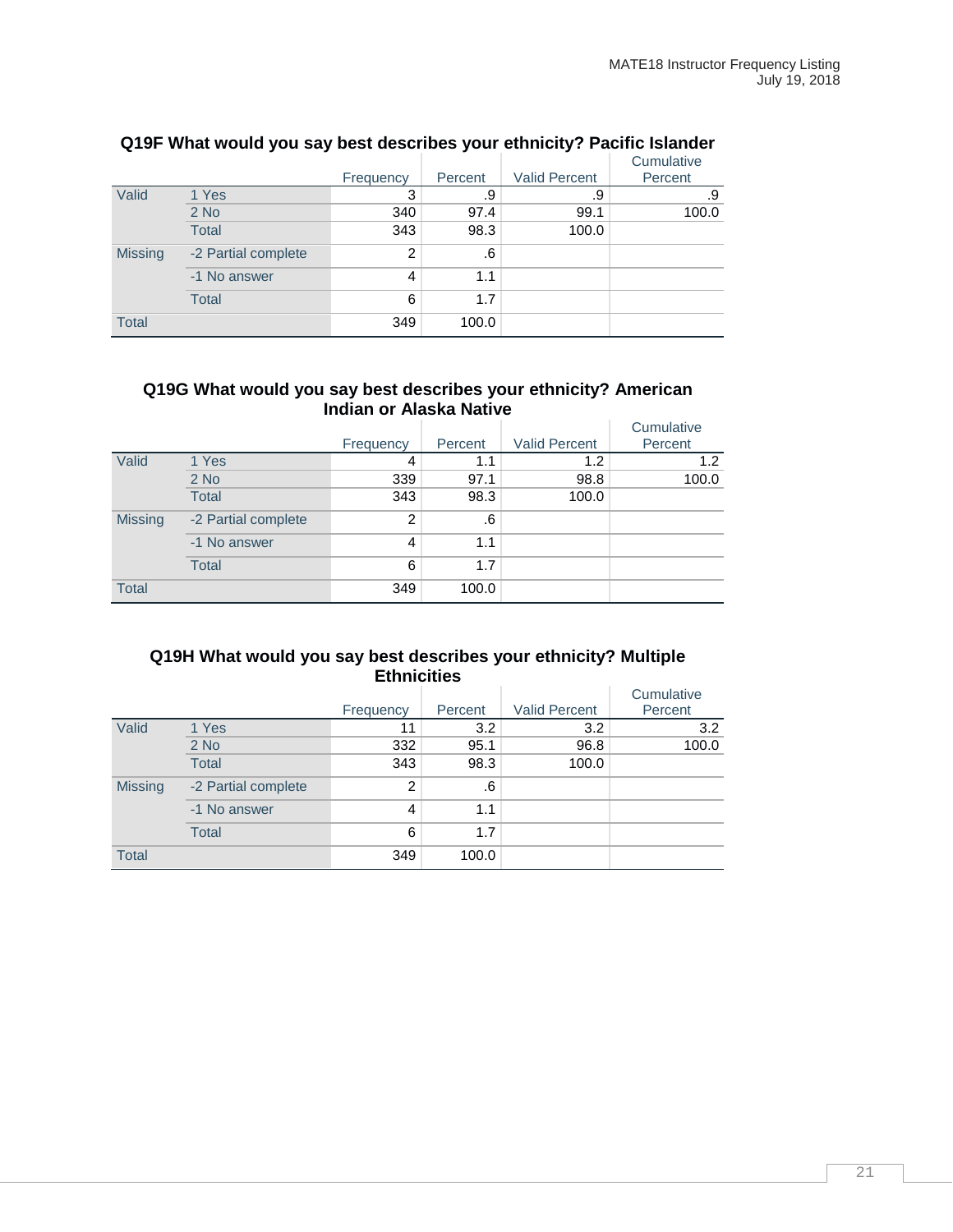### Q19F What would you say best describes your ethnicity? Pacific Islander

| | | Frequency | Percent | Valid Percent | Cumulative Percent |
|---|---|---|---|---|---|
| Valid | 1 Yes | 3 | .9 | .9 | .9 |
| | 2 No | 340 | 97.4 | 99.1 | 100.0 |
| | Total | 343 | 98.3 | 100.0 | |
| Missing | -2 Partial complete | 2 | .6 | | |
| | -1 No answer | 4 | 1.1 | | |
| | Total | 6 | 1.7 | | |
| Total | | 349 | 100.0 | | |

### Q19G What would you say best describes your ethnicity? American Indian or Alaska Native

| | | Frequency | Percent | Valid Percent | Cumulative Percent |
|---|---|---|---|---|---|
| Valid | 1 Yes | 4 | 1.1 | 1.2 | 1.2 |
| | 2 No | 339 | 97.1 | 98.8 | 100.0 |
| | Total | 343 | 98.3 | 100.0 | |
| Missing | -2 Partial complete | 2 | .6 | | |
| | -1 No answer | 4 | 1.1 | | |
| | Total | 6 | 1.7 | | |
| Total | | 349 | 100.0 | | |

### Q19H What would you say best describes your ethnicity? Multiple Ethnicities

| | | Frequency | Percent | Valid Percent | Cumulative Percent |
|---|---|---|---|---|---|
| Valid | 1 Yes | 11 | 3.2 | 3.2 | 3.2 |
| | 2 No | 332 | 95.1 | 96.8 | 100.0 |
| | Total | 343 | 98.3 | 100.0 | |
| Missing | -2 Partial complete | 2 | .6 | | |
| | -1 No answer | 4 | 1.1 | | |
| | Total | 6 | 1.7 | | |
| Total | | 349 | 100.0 | | |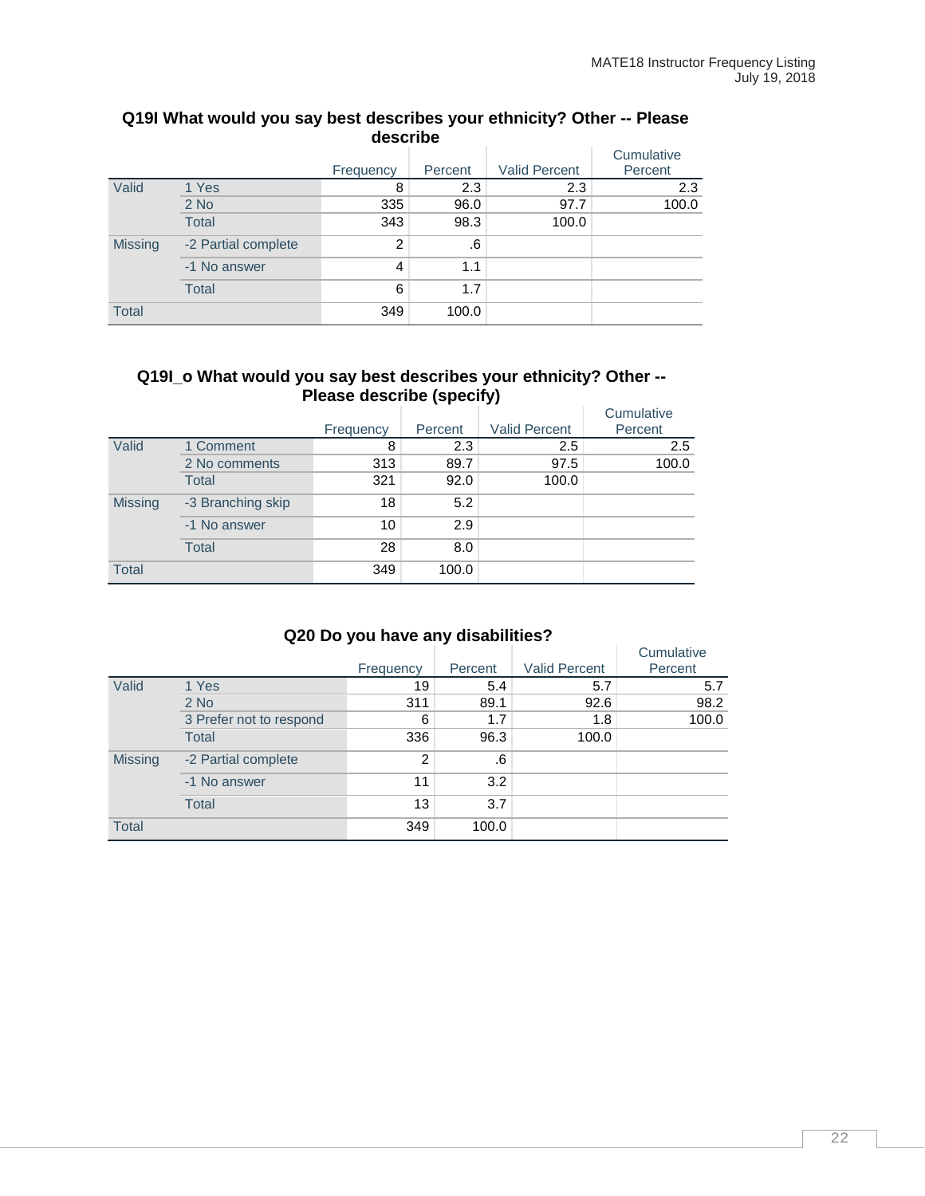### Q19I What would you say best describes your ethnicity? Other -- Please describe

| | | Frequency | Percent | Valid Percent | Cumulative Percent |
|---|---|---|---|---|---|
| Valid | 1 Yes | 8 | 2.3 | 2.3 | 2.3 |
| | 2 No | 335 | 96.0 | 97.7 | 100.0 |
| | Total | 343 | 98.3 | 100.0 | |
| Missing | -2 Partial complete | 2 | .6 | | |
| | -1 No answer | 4 | 1.1 | | |
| | Total | 6 | 1.7 | | |
| Total | | 349 | 100.0 | | |

### Q19I_o What would you say best describes your ethnicity? Other -- Please describe (specify)

| | | Frequency | Percent | Valid Percent | Cumulative Percent |
|---|---|---|---|---|---|
| Valid | 1 Comment | 8 | 2.3 | 2.5 | 2.5 |
| | 2 No comments | 313 | 89.7 | 97.5 | 100.0 |
| | Total | 321 | 92.0 | 100.0 | |
| Missing | -3 Branching skip | 18 | 5.2 | | |
| | -1 No answer | 10 | 2.9 | | |
| | Total | 28 | 8.0 | | |
| Total | | 349 | 100.0 | | |

### Q20 Do you have any disabilities?

| | | Frequency | Percent | Valid Percent | Cumulative Percent |
|---|---|---|---|---|---|
| Valid | 1 Yes | 19 | 5.4 | 5.7 | 5.7 |
| | 2 No | 311 | 89.1 | 92.6 | 98.2 |
| | 3 Prefer not to respond | 6 | 1.7 | 1.8 | 100.0 |
| | Total | 336 | 96.3 | 100.0 | |
| Missing | -2 Partial complete | 2 | .6 | | |
| | -1 No answer | 11 | 3.2 | | |
| | Total | 13 | 3.7 | | |
| Total | | 349 | 100.0 | | |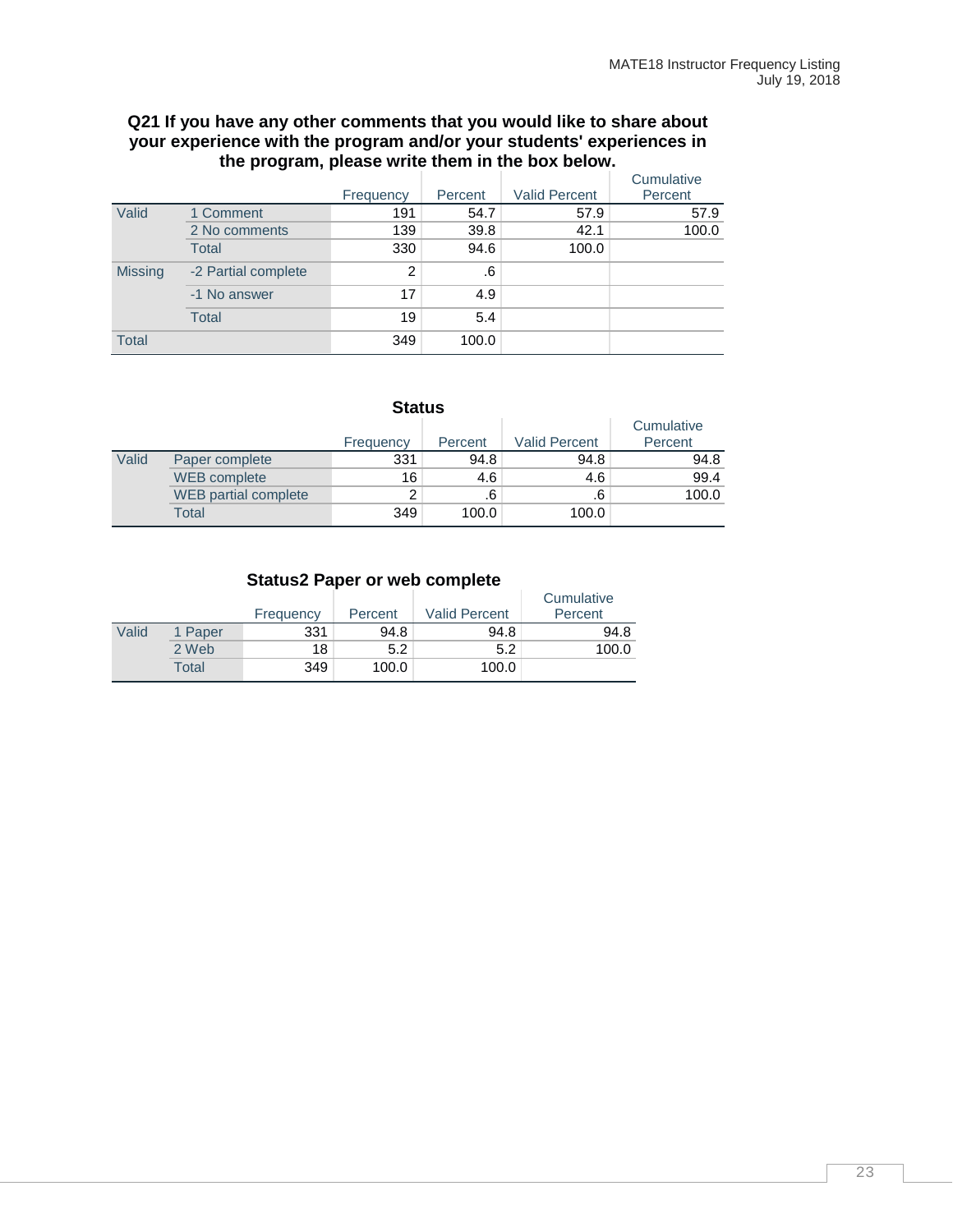### Q21 If you have any other comments that you would like to share about your experience with the program and/or your students' experiences in the program, please write them in the box below.

| | | Frequency | Percent | Valid Percent | Cumulative Percent |
|---|---|---|---|---|---|
| Valid | 1 Comment | 191 | 54.7 | 57.9 | 57.9 |
| | 2 No comments | 139 | 39.8 | 42.1 | 100.0 |
| | Total | 330 | 94.6 | 100.0 | |
| Missing | -2 Partial complete | 2 | .6 | | |
| | -1 No answer | 17 | 4.9 | | |
| | Total | 19 | 5.4 | | |
| Total | | 349 | 100.0 | | |

### Status

| | | Frequency | Percent | Valid Percent | Cumulative Percent |
|---|---|---|---|---|---|
| Valid | Paper complete | 331 | 94.8 | 94.8 | 94.8 |
| | WEB complete | 16 | 4.6 | 4.6 | 99.4 |
| | WEB partial complete | 2 | .6 | .6 | 100.0 |
| | Total | 349 | 100.0 | 100.0 | |

### Status2 Paper or web complete

| | | Frequency | Percent | Valid Percent | Cumulative Percent |
|---|---|---|---|---|---|
| Valid | 1 Paper | 331 | 94.8 | 94.8 | 94.8 |
| | 2 Web | 18 | 5.2 | 5.2 | 100.0 |
| | Total | 349 | 100.0 | 100.0 | |